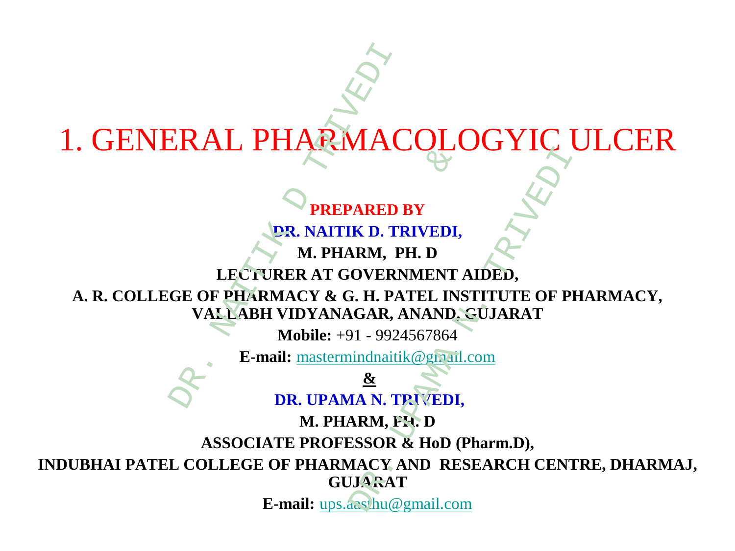# 1. GENERAL PHARMACOLOGYIC ULCER

**PREPARED BY**

**DR. NAITIK D. TRIVEDI,**

**M. PHARM, PH. D**

**LECTURER AT GOVERNMENT AIDED,**

**A. R. COLLEGE OF PHARMACY & G. H. PATEL INSTITUTE OF PHARMACY, VALLABH VIDYANAGAR, ANAND, GUJARAT**

**Mobile:** +91 - 9924567864

**E-mail:** mastermindnaitik@gmail.com

**&**

**DR. UPAMA N. TRIVEDI,**

**M. PHARM, PH. D**

**ASSOCIATE PROFESSOR & HoD (Pharm.D),**

**INDUBHAI PATEL COLLEGE OF PHARMACY AND RESEARCH CENTRE, DHARMAJ, GUJARAT**

**E-mail:** ups.aasthu@gmail.com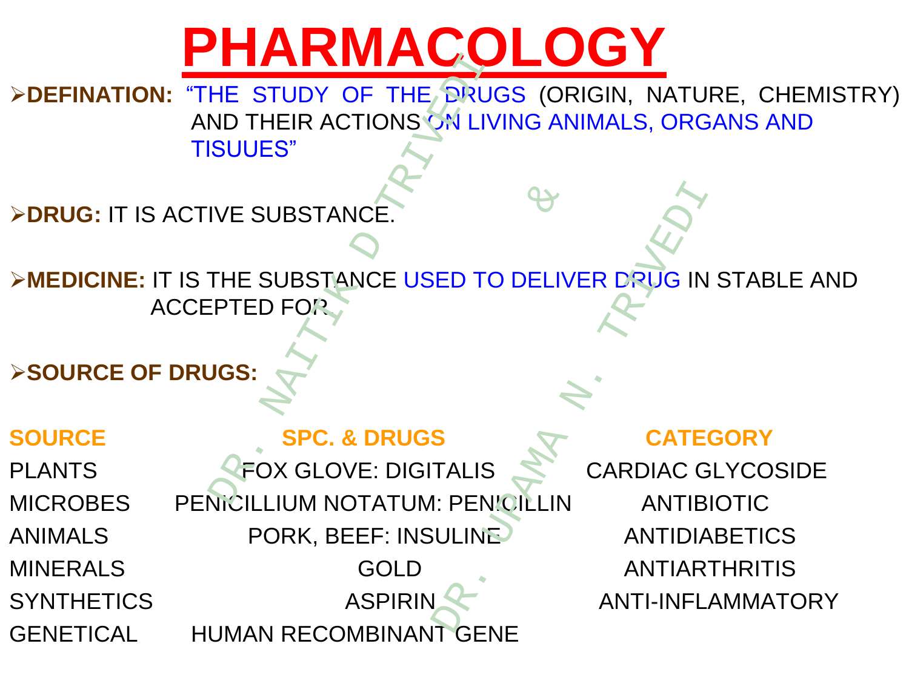# PHARMACOLOGY

- **DEFINATION:** "THE STUDY OF THE DRUGS (ORIGIN, NATURE, CHEMISTRY) AND THEIR ACTIONS ON LIVING ANIMALS, ORGANS AND TISUUES"

- **DRUG:** IT IS ACTIVE SUBSTANCE.

- **MEDICINE:** IT IS THE SUBSTANCE USED TO DELIVER DRUG IN STABLE AND ACCEPTED FOR.

- **SOURCE OF DRUGS:**

| SOURCE | SPC. & DRUGS | CATEGORY |
|---|---|---|
| PLANTS | FOX GLOVE: DIGITALIS | CARDIAC GLYCOSIDE |
| MICROBES | PENICILLIUM NOTATUM: PENICILLIN | ANTIBIOTIC |
| ANIMALS | PORK, BEEF: INSULINE | ANTIDIABETICS |
| MINERALS | GOLD | ANTIARTHRITIS |
| SYNTHETICS | ASPIRIN | ANTI-INFLAMMATORY |
| GENETICAL | HUMAN RECOMBINANT GENE | |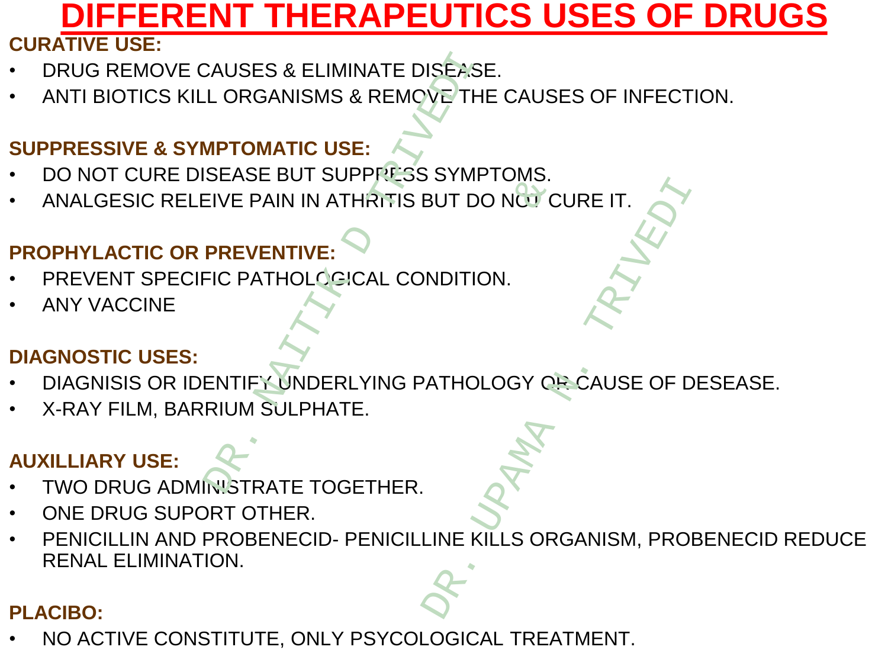# DIFFERENT THERAPEUTICS USES OF DRUGS

**CURATIVE USE:**

- DRUG REMOVE CAUSES & ELIMINATE DISEASE.
- ANTI BIOTICS KILL ORGANISMS & REMOVE THE CAUSES OF INFECTION.

**SUPPRESSIVE & SYMPTOMATIC USE:**

- DO NOT CURE DISEASE BUT SUPPRESS SYMPTOMS.
- ANALGESIC RELEIVE PAIN IN ATHRITIS BUT DO NOT CURE IT.

**PROPHYLACTIC OR PREVENTIVE:**

- PREVENT SPECIFIC PATHOLOGICAL CONDITION.
- ANY VACCINE

**DIAGNOSTIC USES:**

- DIAGNISIS OR IDENTIFY UNDERLYING PATHOLOGY OR CAUSE OF DESEASE.
- X-RAY FILM, BARRIUM SULPHATE.

**AUXILLIARY USE:**

- TWO DRUG ADMINISTRATE TOGETHER.
- ONE DRUG SUPORT OTHER.
- PENICILLIN AND PROBENECID- PENICILLINE KILLS ORGANISM, PROBENECID REDUCE RENAL ELIMINATION.

**PLACIBO:**

- NO ACTIVE CONSTITUTE, ONLY PSYCOLOGICAL TREATMENT.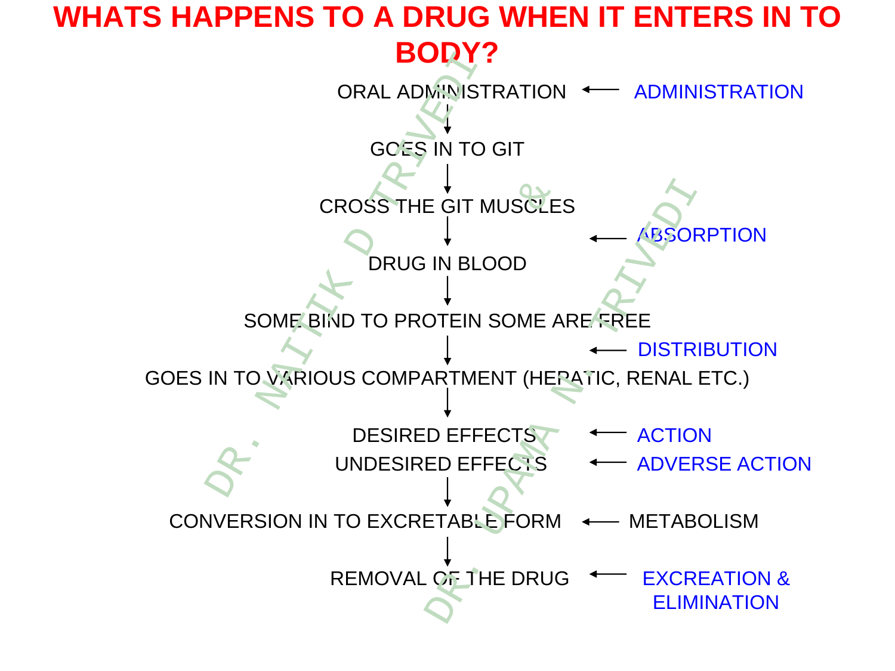# WHATS HAPPENS TO A DRUG WHEN IT ENTERS IN TO BODY?

ORAL ADMINISTRATION ← ADMINISTRATION

↓

GOES IN TO GIT

↓

CROSS THE GIT MUSCLES

↓ ← ABSORPTION

DRUG IN BLOOD

↓

SOME BIND TO PROTEIN SOME ARE FREE

↓ ← DISTRIBUTION

GOES IN TO VARIOUS COMPARTMENT (HEPATIC, RENAL ETC.)

↓

DESIRED EFFECTS ← ACTION

UNDESIRED EFFECTS ← ADVERSE ACTION

↓

CONVERSION IN TO EXCRETABLE FORM ← METABOLISM

↓

REMOVAL OF THE DRUG ← EXCREATION & ELIMINATION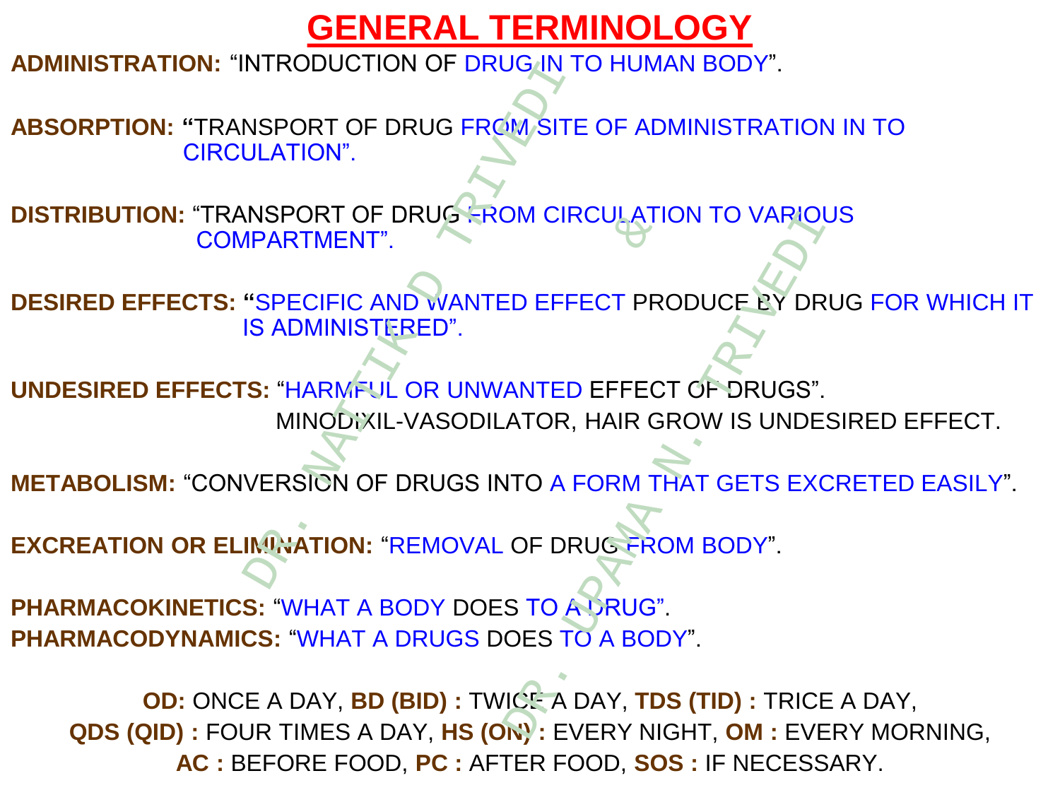# GENERAL TERMINOLOGY

**ADMINISTRATION:** "INTRODUCTION OF DRUG IN TO HUMAN BODY".

**ABSORPTION:** "TRANSPORT OF DRUG FROM SITE OF ADMINISTRATION IN TO CIRCULATION".

**DISTRIBUTION:** "TRANSPORT OF DRUG FROM CIRCULATION TO VARIOUS COMPARTMENT".

**DESIRED EFFECTS:** "SPECIFIC AND WANTED EFFECT PRODUCE BY DRUG FOR WHICH IT IS ADMINISTERED".

**UNDESIRED EFFECTS:** "HARMFUL OR UNWANTED EFFECT OF DRUGS".
MINODIXIL-VASODILATOR, HAIR GROW IS UNDESIRED EFFECT.

**METABOLISM:** "CONVERSION OF DRUGS INTO A FORM THAT GETS EXCRETED EASILY".

**EXCREATION OR ELIMINATION:** "REMOVAL OF DRUG FROM BODY".

**PHARMACOKINETICS:** "WHAT A BODY DOES TO A DRUG".
**PHARMACODYNAMICS:** "WHAT A DRUGS DOES TO A BODY".

**OD:** ONCE A DAY, **BD (BID) :** TWICE A DAY, **TDS (TID) :** TRICE A DAY,
**QDS (QID) :** FOUR TIMES A DAY, **HS (ON) :** EVERY NIGHT, **OM :** EVERY MORNING,
**AC :** BEFORE FOOD, **PC :** AFTER FOOD, **SOS :** IF NECESSARY.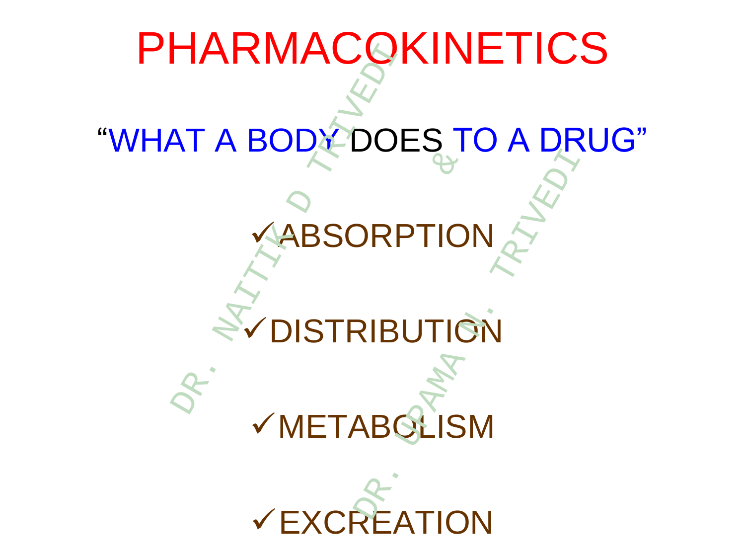# PHARMACOKINETICS

"WHAT A BODY DOES TO A DRUG"

- ✓ABSORPTION
- ✓DISTRIBUTION
- ✓METABOLISM
- ✓EXCREATION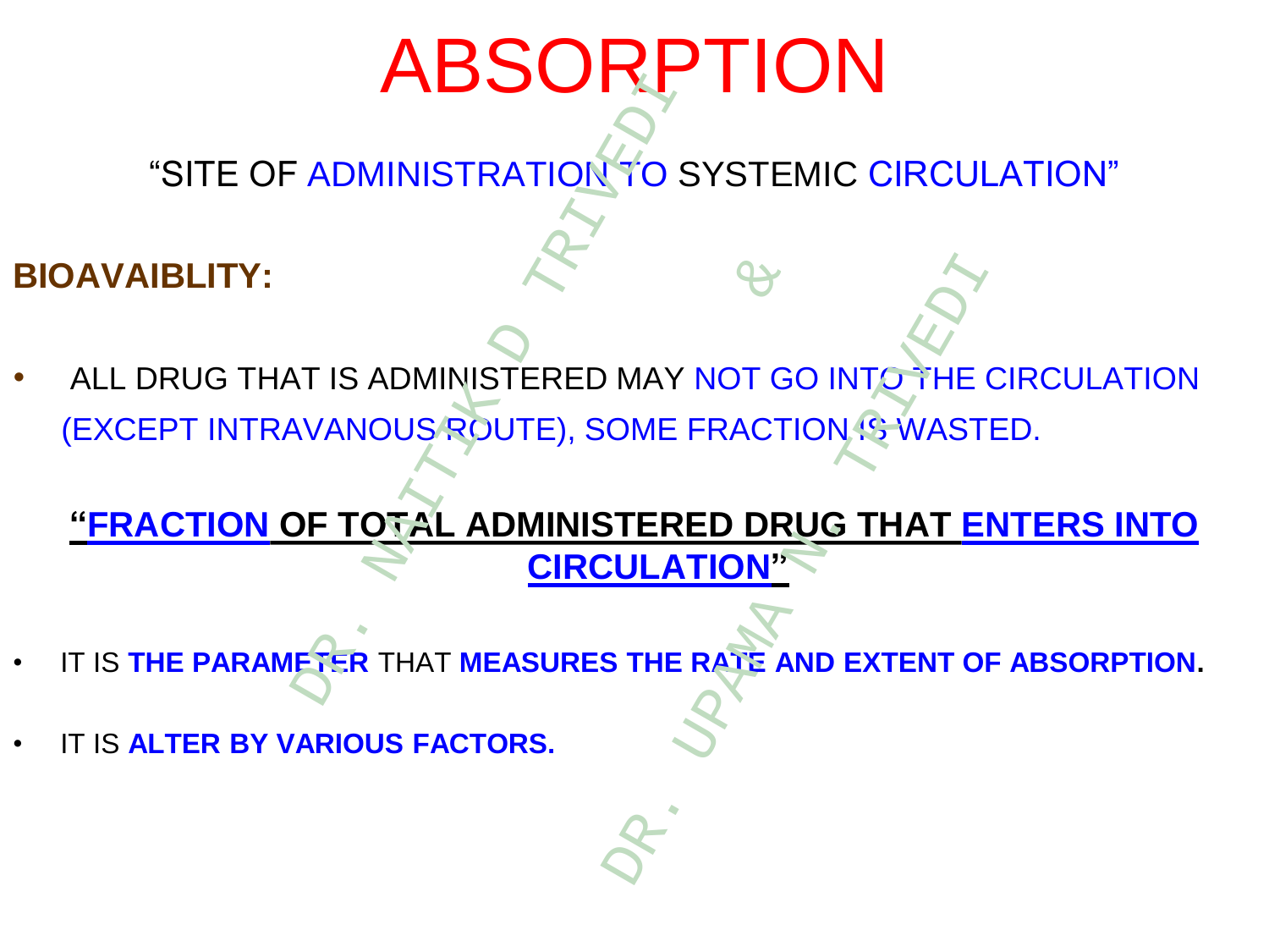# ABSORPTION

"SITE OF ADMINISTRATION TO SYSTEMIC CIRCULATION"

**BIOAVAIBLITY:**

- ALL DRUG THAT IS ADMINISTERED MAY NOT GO INTO THE CIRCULATION (EXCEPT INTRAVANOUS ROUTE), SOME FRACTION IS WASTED.

**"FRACTION OF TOTAL ADMINISTERED DRUG THAT ENTERS INTO CIRCULATION"**

- IT IS **THE PARAMETER** THAT **MEASURES THE RATE AND EXTENT OF ABSORPTION.**
- IT IS **ALTER BY VARIOUS FACTORS.**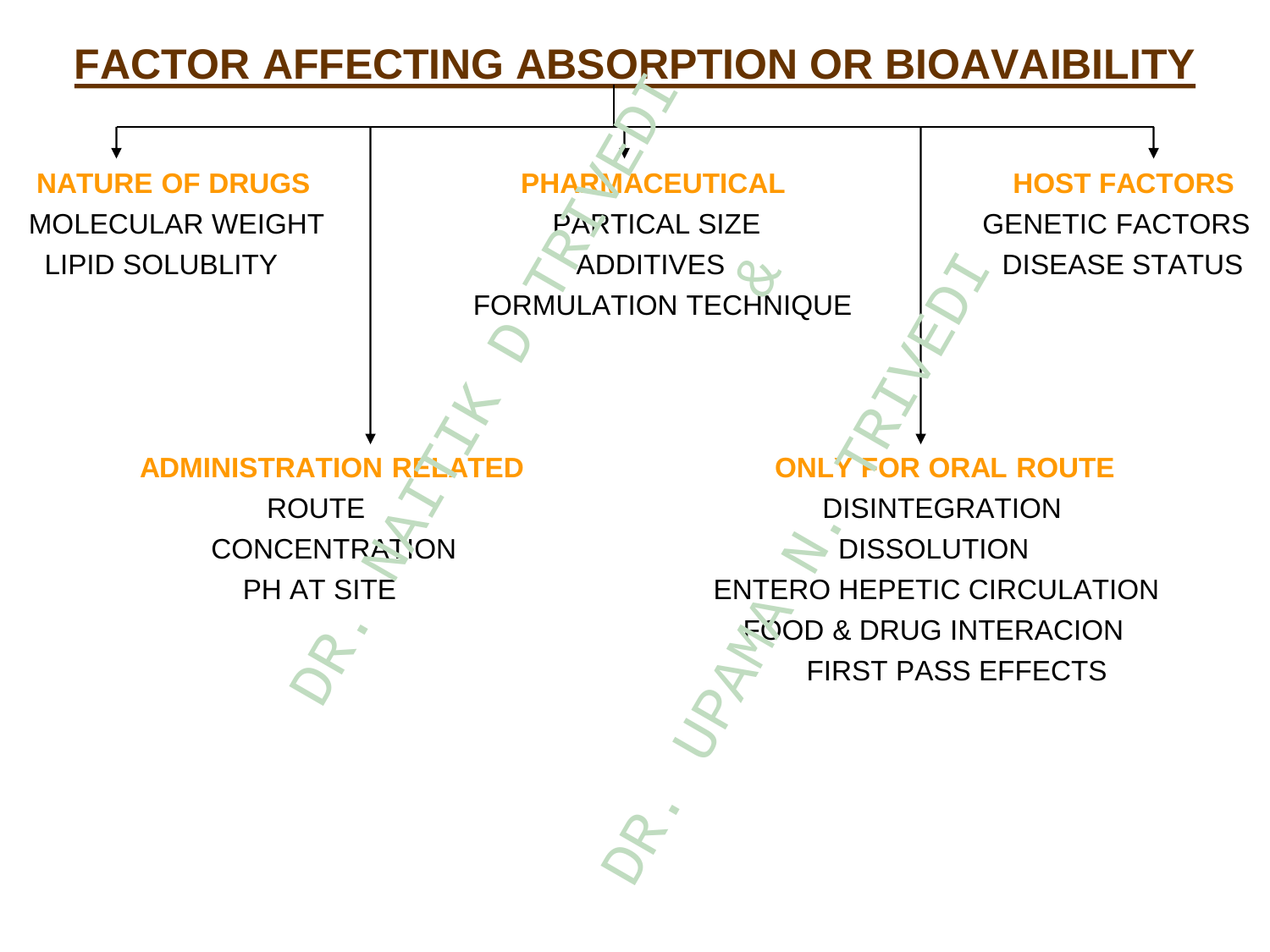# FACTOR AFFECTING ABSORPTION OR BIOAVAIBILITY

**NATURE OF DRUGS**

- MOLECULAR WEIGHT
- LIPID SOLUBLITY

**PHARMACEUTICAL**

- PARTICAL SIZE
- ADDITIVES
- FORMULATION TECHNIQUE

**HOST FACTORS**

- GENETIC FACTORS
- DISEASE STATUS

**ADMINISTRATION RELATED**

- ROUTE
- CONCENTRATION
- PH AT SITE

**ONLY FOR ORAL ROUTE**

- DISINTEGRATION
- DISSOLUTION
- ENTERO HEPETIC CIRCULATION
- FOOD & DRUG INTERACION
- FIRST PASS EFFECTS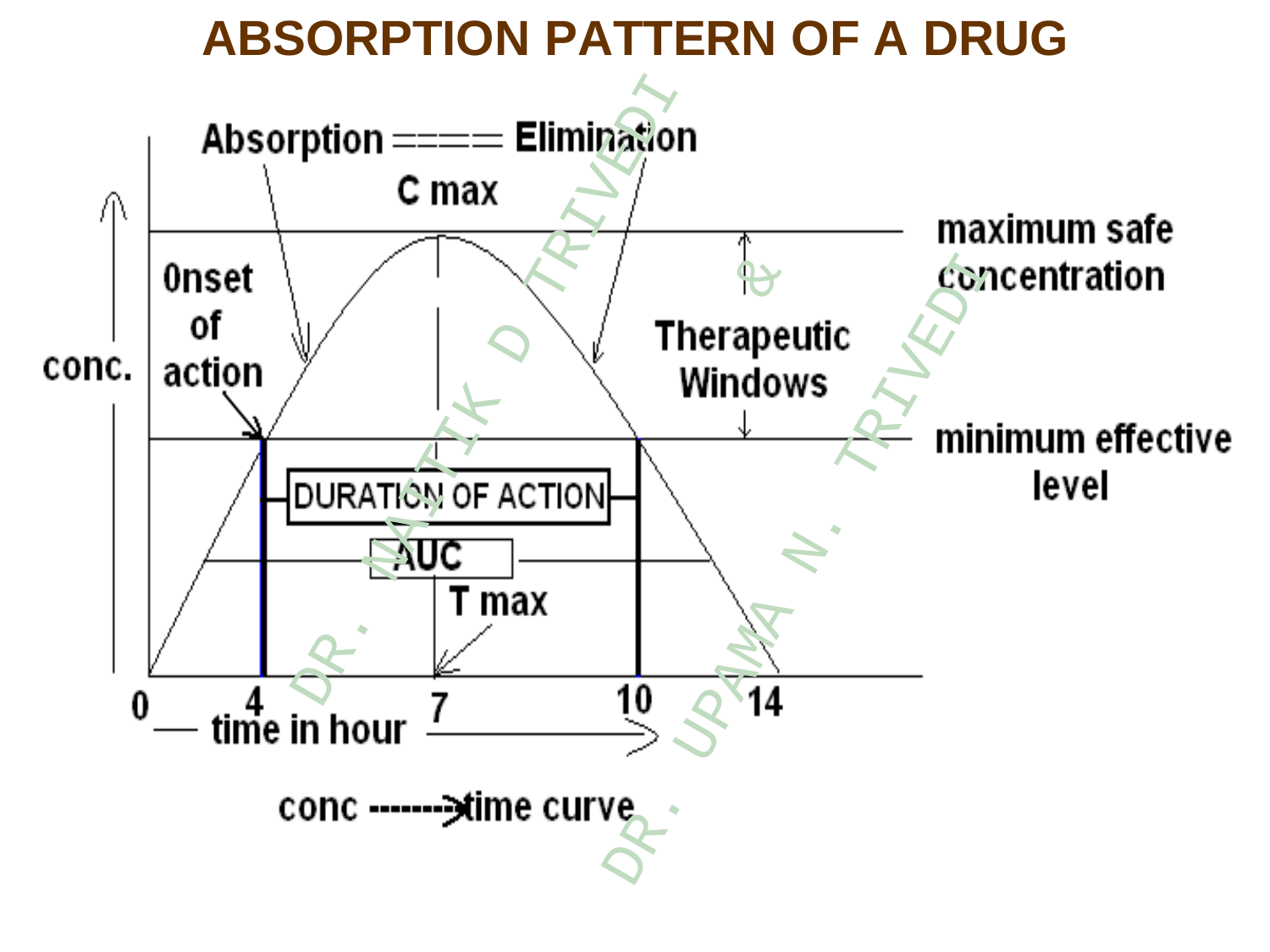# ABSORPTION PATTERN OF A DRUG

Absorption ==== Elimination

C max

maximum safe concentration

Onset of action

Therapeutic Windows

conc.

minimum effective level

DURATION OF ACTION

AUC

T max

0 4 7 10 14

time in hour

conc ------->time curve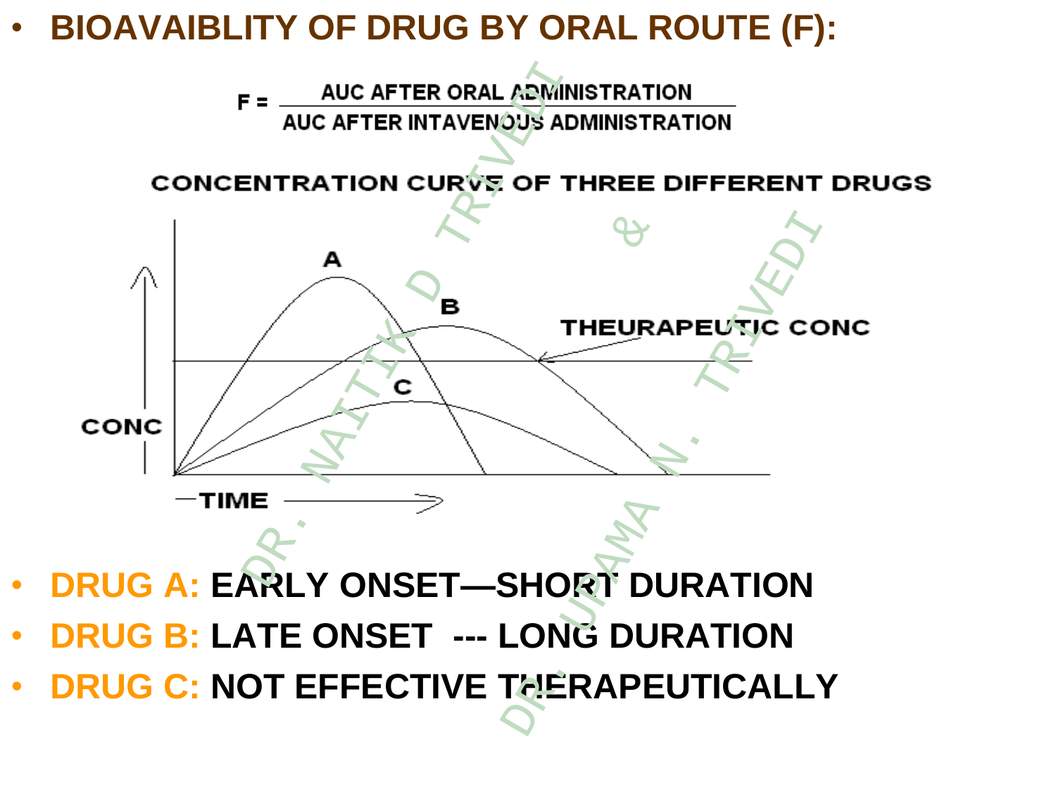- **BIOAVAIBLITY OF DRUG BY ORAL ROUTE (F):**

$$F = \frac{\text{AUC AFTER ORAL ADMINISTRATION}}{\text{AUC AFTER INTAVENOUS ADMINISTRATION}}$$

CONCENTRATION CURVE OF THREE DIFFERENT DRUGS

A

B

C

THEURAPEUTIC CONC

CONC

TIME

- **DRUG A: EARLY ONSET—SHORT DURATION**
- **DRUG B: LATE ONSET --- LONG DURATION**
- **DRUG C: NOT EFFECTIVE THERAPEUTICALLY**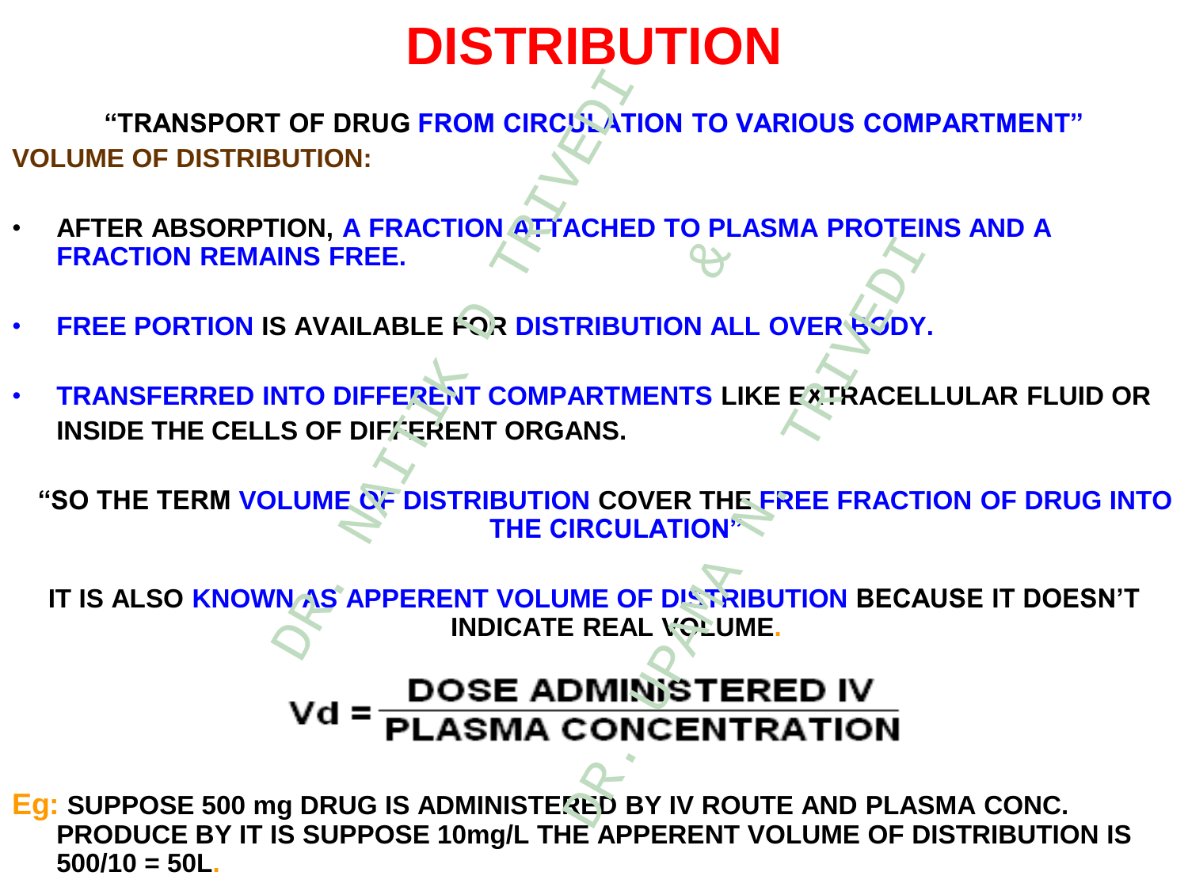# DISTRIBUTION

"TRANSPORT OF DRUG FROM CIRCULATION TO VARIOUS COMPARTMENT"

**VOLUME OF DISTRIBUTION:**

- AFTER ABSORPTION, A FRACTION ATTACHED TO PLASMA PROTEINS AND A FRACTION REMAINS FREE.
- FREE PORTION IS AVAILABLE FOR DISTRIBUTION ALL OVER BODY.
- TRANSFERRED INTO DIFFERENT COMPARTMENTS LIKE EXTRACELLULAR FLUID OR INSIDE THE CELLS OF DIFFERENT ORGANS.

"SO THE TERM VOLUME OF DISTRIBUTION COVER THE FREE FRACTION OF DRUG INTO THE CIRCULATION"

IT IS ALSO KNOWN AS APPERENT VOLUME OF DISTRIBUTION BECAUSE IT DOESN'T INDICATE REAL VOLUME.

$$Vd = \frac{\text{DOSE ADMINISTERED IV}}{\text{PLASMA CONCENTRATION}}$$

**Eg:** SUPPOSE 500 mg DRUG IS ADMINISTERED BY IV ROUTE AND PLASMA CONC. PRODUCE BY IT IS SUPPOSE 10mg/L THE APPERENT VOLUME OF DISTRIBUTION IS 500/10 = 50L.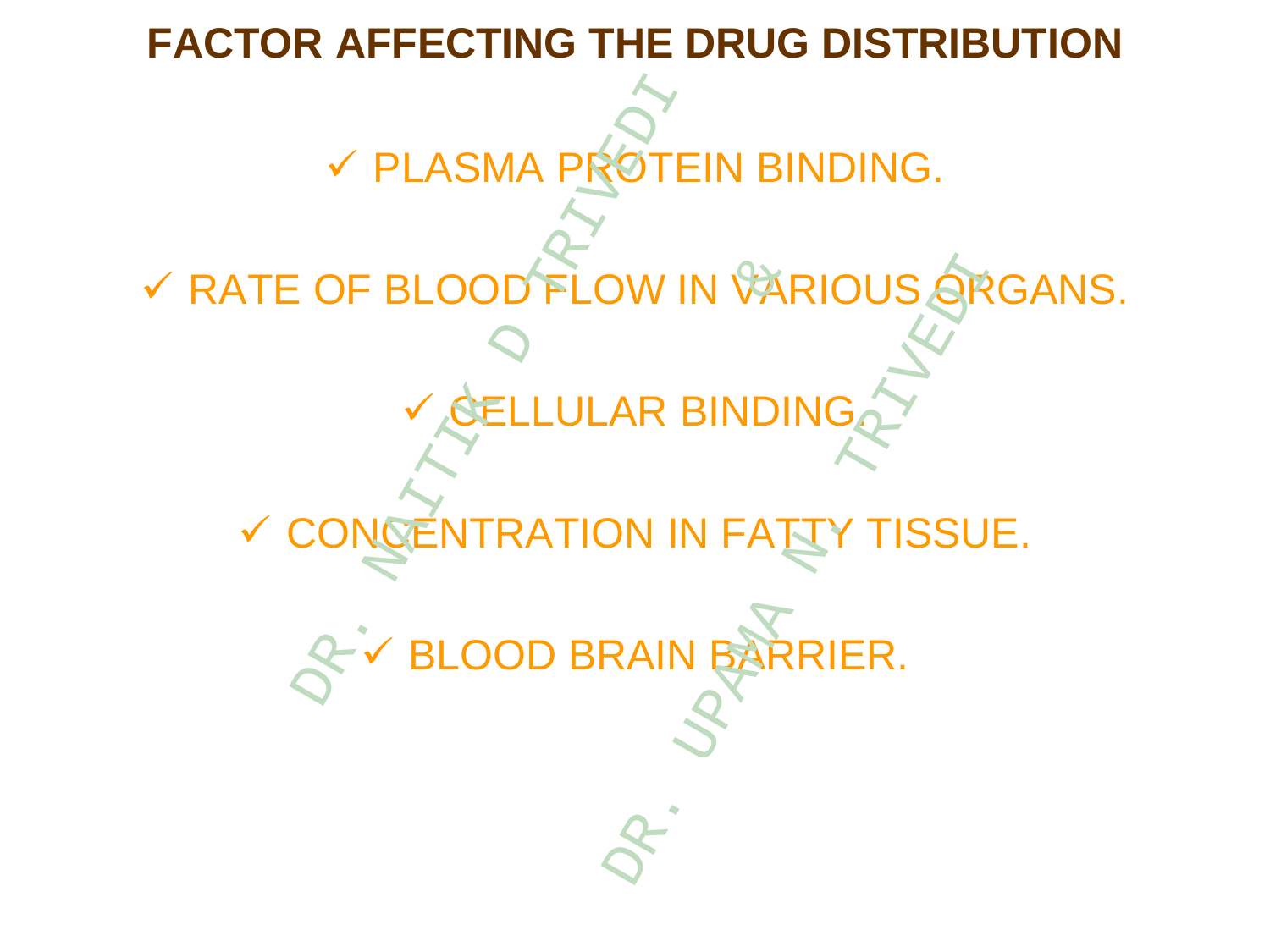# FACTOR AFFECTING THE DRUG DISTRIBUTION

- ✓ PLASMA PROTEIN BINDING.
- ✓ RATE OF BLOOD FLOW IN VARIOUS ORGANS.
- ✓ CELLULAR BINDING.
- ✓ CONCENTRATION IN FATTY TISSUE.
- ✓ BLOOD BRAIN BARRIER.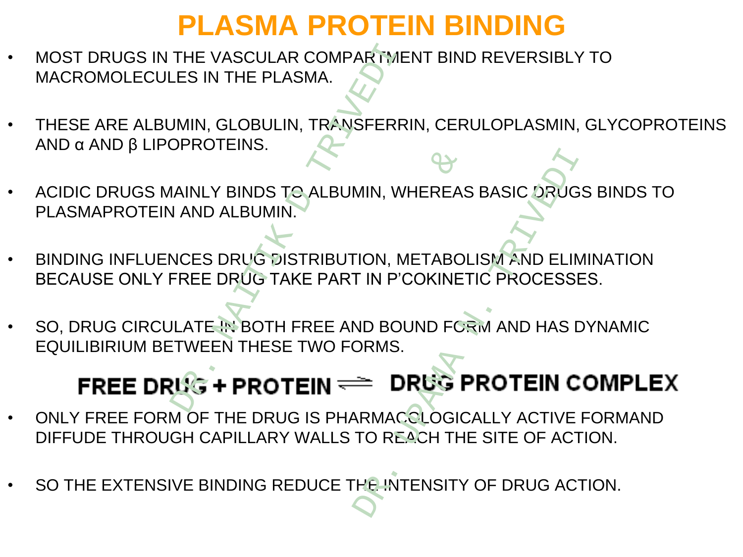# PLASMA PROTEIN BINDING

- MOST DRUGS IN THE VASCULAR COMPARTMENT BIND REVERSIBLY TO MACROMOLECULES IN THE PLASMA.
- THESE ARE ALBUMIN, GLOBULIN, TRANSFERRIN, CERULOPLASMIN, GLYCOPROTEINS AND α AND β LIPOPROTEINS.
- ACIDIC DRUGS MAINLY BINDS TO ALBUMIN, WHEREAS BASIC DRUGS BINDS TO PLASMAPROTEIN AND ALBUMIN.
- BINDING INFLUENCES DRUG DISTRIBUTION, METABOLISM AND ELIMINATION BECAUSE ONLY FREE DRUG TAKE PART IN P'COKINETIC PROCESSES.
- SO, DRUG CIRCULATE IN BOTH FREE AND BOUND FORM AND HAS DYNAMIC EQUILIBIRIUM BETWEEN THESE TWO FORMS.

**FREE DRUG + PROTEIN $\rightleftharpoons$ DRUG PROTEIN COMPLEX**

- ONLY FREE FORM OF THE DRUG IS PHARMACOLOGICALLY ACTIVE FORMAND DIFFUDE THROUGH CAPILLARY WALLS TO REACH THE SITE OF ACTION.
- SO THE EXTENSIVE BINDING REDUCE THE INTENSITY OF DRUG ACTION.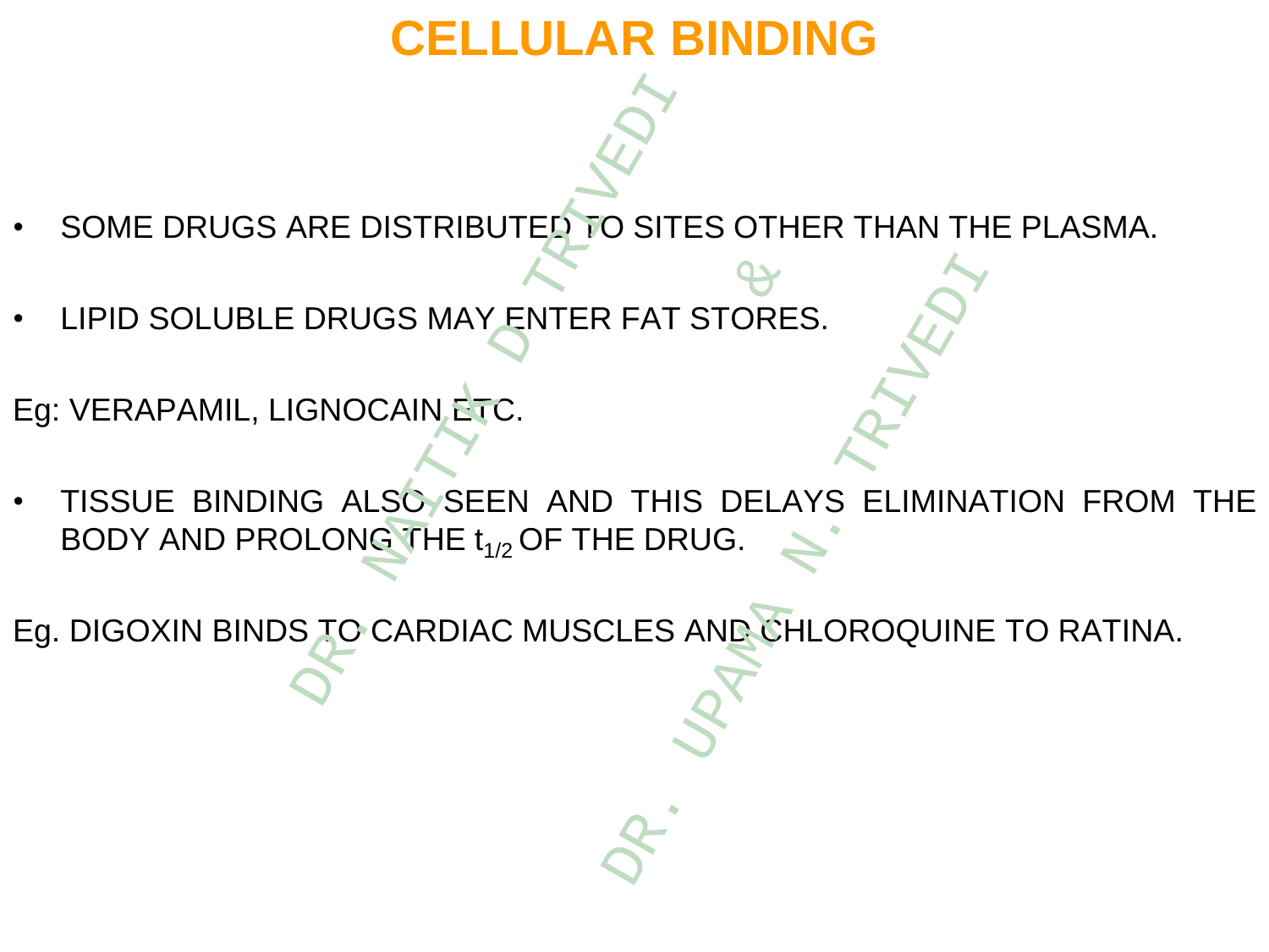# CELLULAR BINDING

- SOME DRUGS ARE DISTRIBUTED TO SITES OTHER THAN THE PLASMA.
- LIPID SOLUBLE DRUGS MAY ENTER FAT STORES.

Eg: VERAPAMIL, LIGNOCAIN ETC.

- TISSUE BINDING ALSO SEEN AND THIS DELAYS ELIMINATION FROM THE BODY AND PROLONG THE $t_{1/2}$ OF THE DRUG.

Eg. DIGOXIN BINDS TO CARDIAC MUSCLES AND CHLOROQUINE TO RATINA.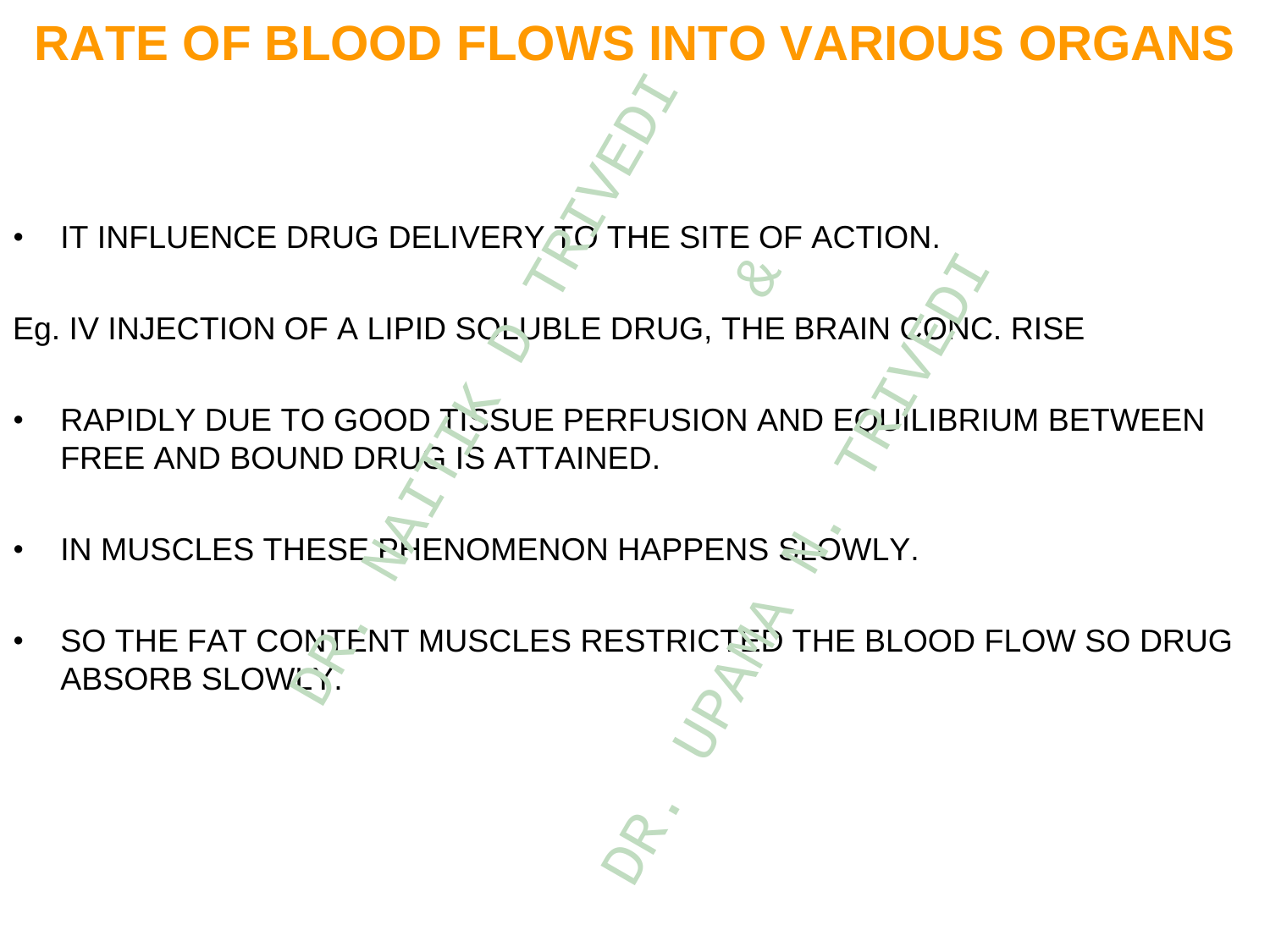# RATE OF BLOOD FLOWS INTO VARIOUS ORGANS

- IT INFLUENCE DRUG DELIVERY TO THE SITE OF ACTION.

Eg. IV INJECTION OF A LIPID SOLUBLE DRUG, THE BRAIN CONC. RISE

- RAPIDLY DUE TO GOOD TISSUE PERFUSION AND EQUILIBRIUM BETWEEN FREE AND BOUND DRUG IS ATTAINED.
- IN MUSCLES THESE PHENOMENON HAPPENS SLOWLY.
- SO THE FAT CONTENT MUSCLES RESTRICTED THE BLOOD FLOW SO DRUG ABSORB SLOWLY.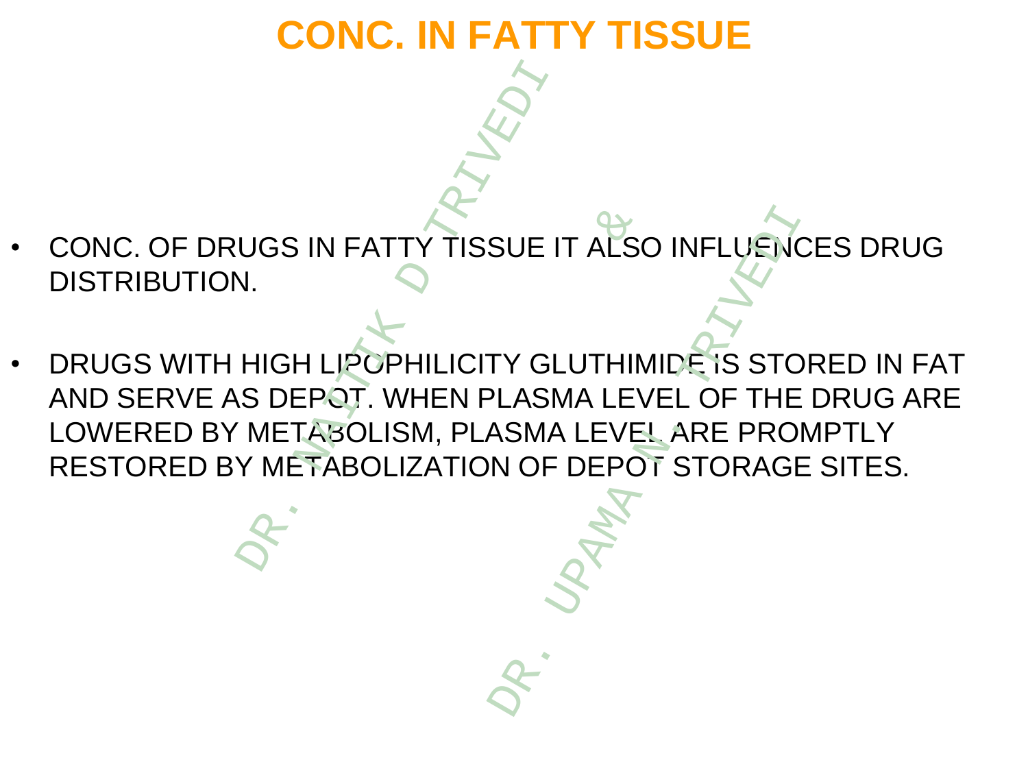# CONC. IN FATTY TISSUE

- CONC. OF DRUGS IN FATTY TISSUE IT ALSO INFLUENCES DRUG DISTRIBUTION.
- DRUGS WITH HIGH LIPOPHILICITY GLUTHIMIDE IS STORED IN FAT AND SERVE AS DEPOT. WHEN PLASMA LEVEL OF THE DRUG ARE LOWERED BY METABOLISM, PLASMA LEVEL ARE PROMPTLY RESTORED BY METABOLIZATION OF DEPOT STORAGE SITES.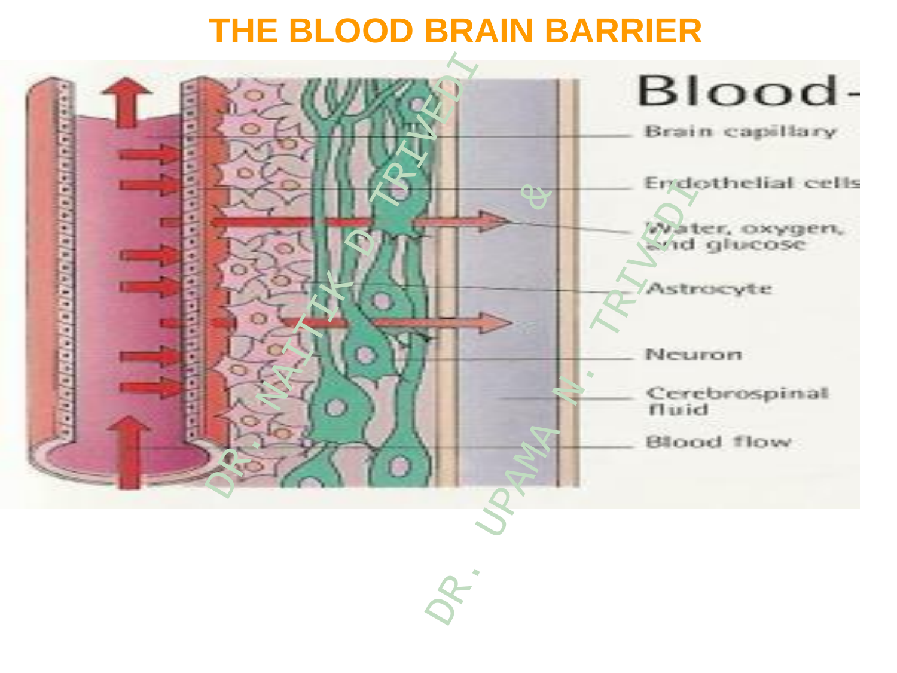# THE BLOOD BRAIN BARRIER

Blood-

- Brain capillary
- Endothelial cells
- Water, oxygen, and glucose
- Astrocyte
- Neuron
- Cerebrospinal fluid
- Blood flow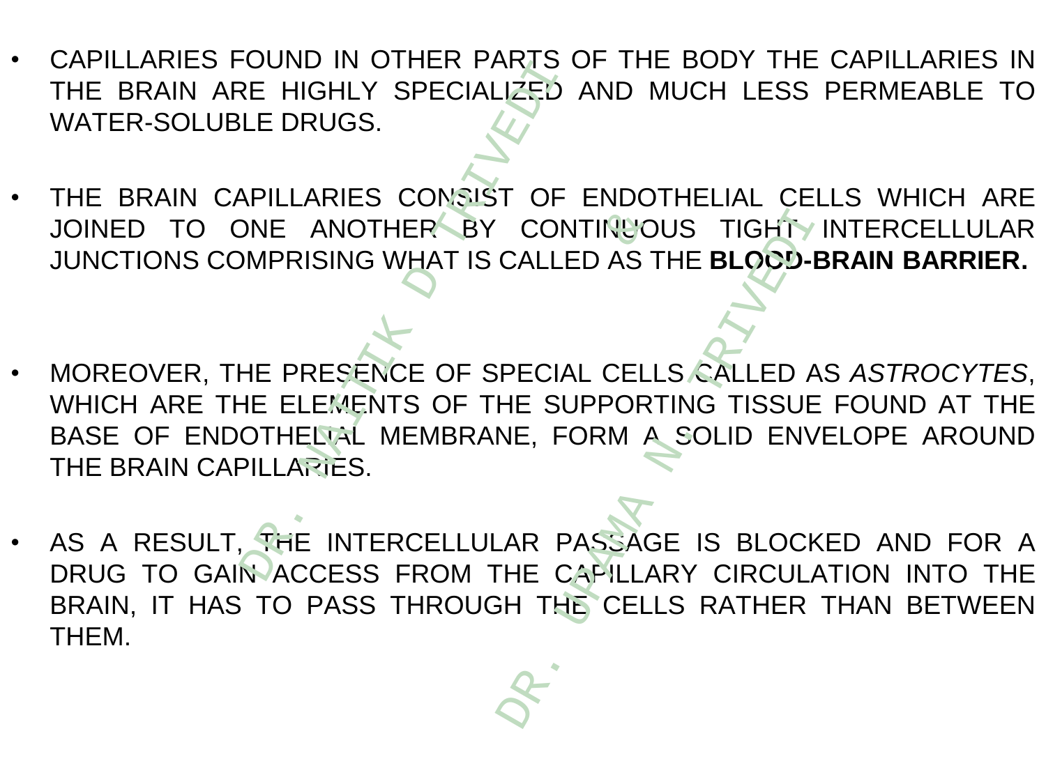- CAPILLARIES FOUND IN OTHER PARTS OF THE BODY THE CAPILLARIES IN THE BRAIN ARE HIGHLY SPECIALIZED AND MUCH LESS PERMEABLE TO WATER-SOLUBLE DRUGS.

- THE BRAIN CAPILLARIES CONSIST OF ENDOTHELIAL CELLS WHICH ARE JOINED TO ONE ANOTHER BY CONTINUOUS TIGHT INTERCELLULAR JUNCTIONS COMPRISING WHAT IS CALLED AS THE **BLOOD-BRAIN BARRIER.**

- MOREOVER, THE PRESENCE OF SPECIAL CELLS CALLED AS *ASTROCYTES*, WHICH ARE THE ELEMENTS OF THE SUPPORTING TISSUE FOUND AT THE BASE OF ENDOTHELIAL MEMBRANE, FORM A SOLID ENVELOPE AROUND THE BRAIN CAPILLARIES.

- AS A RESULT, THE INTERCELLULAR PASSAGE IS BLOCKED AND FOR A DRUG TO GAIN ACCESS FROM THE CAPILLARY CIRCULATION INTO THE BRAIN, IT HAS TO PASS THROUGH THE CELLS RATHER THAN BETWEEN THEM.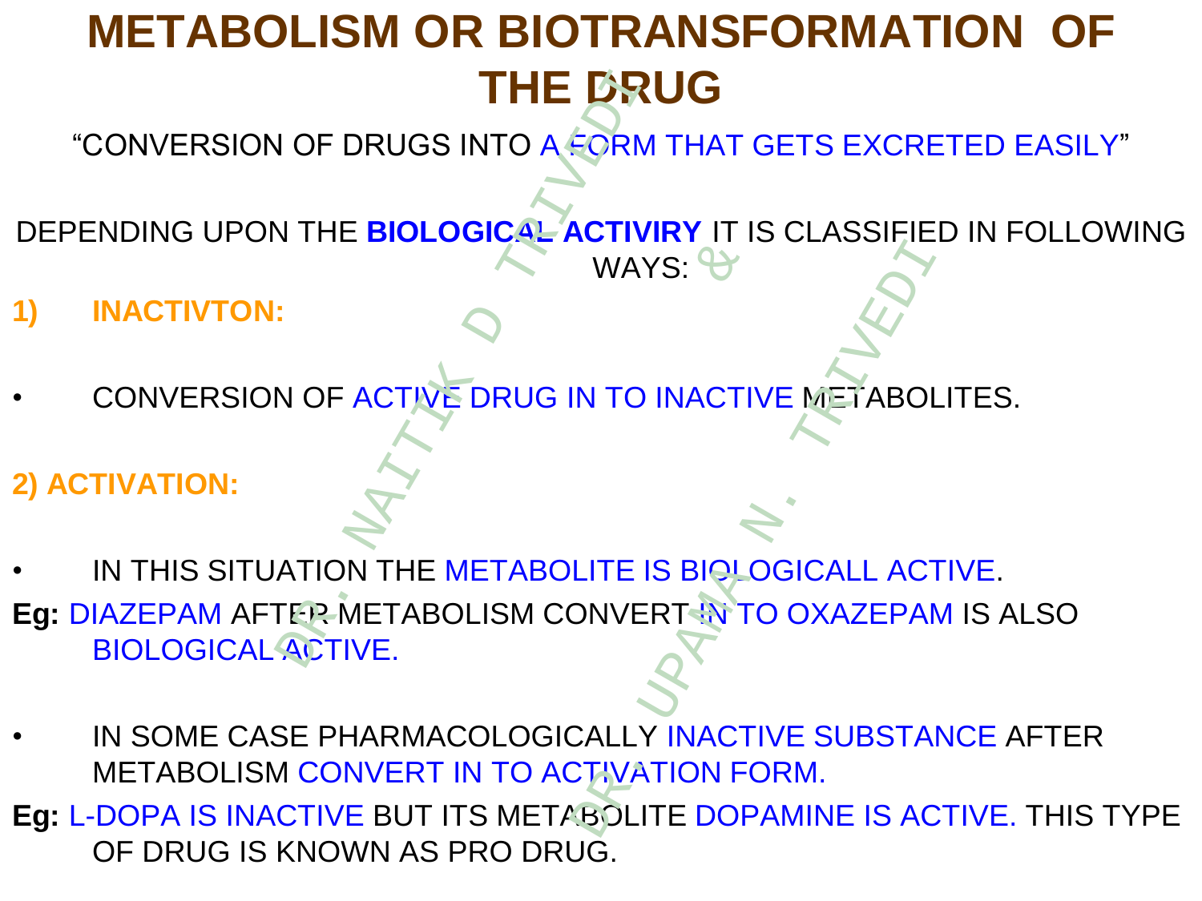# METABOLISM OR BIOTRANSFORMATION OF THE DRUG

"CONVERSION OF DRUGS INTO A FORM THAT GETS EXCRETED EASILY"

DEPENDING UPON THE **BIOLOGICAL ACTIVIRY** IT IS CLASSIFIED IN FOLLOWING WAYS:

**1) INACTIVTON:**

- CONVERSION OF ACTIVE DRUG IN TO INACTIVE METABOLITES.

**2) ACTIVATION:**

- IN THIS SITUATION THE METABOLITE IS BIOLOGICALL ACTIVE.

**Eg:** DIAZEPAM AFTER METABOLISM CONVERT IN TO OXAZEPAM IS ALSO BIOLOGICAL ACTIVE.

- IN SOME CASE PHARMACOLOGICALLY INACTIVE SUBSTANCE AFTER METABOLISM CONVERT IN TO ACTIVATION FORM.

**Eg:** L-DOPA IS INACTIVE BUT ITS METABOLITE DOPAMINE IS ACTIVE. THIS TYPE OF DRUG IS KNOWN AS PRO DRUG.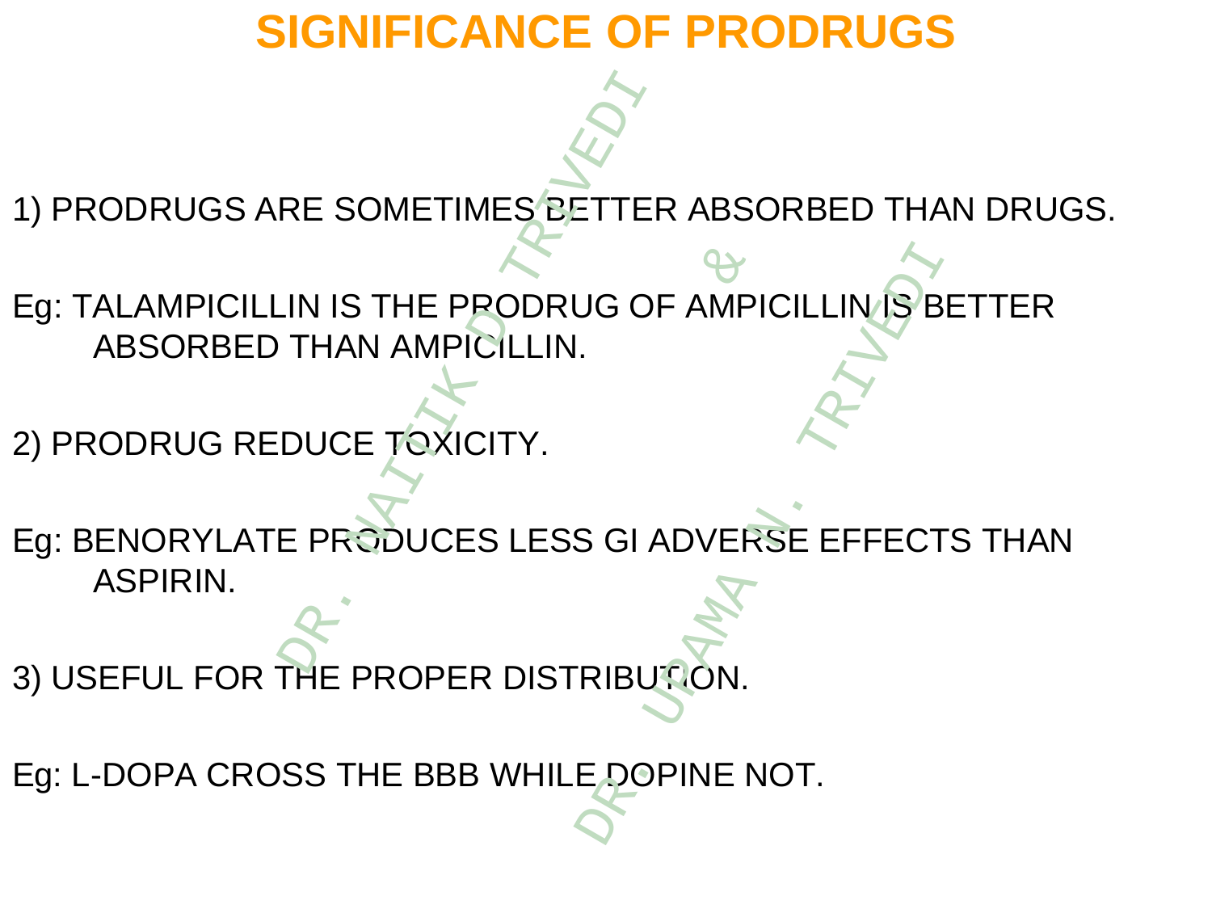# SIGNIFICANCE OF PRODRUGS

1) PRODRUGS ARE SOMETIMES BETTER ABSORBED THAN DRUGS.

Eg: TALAMPICILLIN IS THE PRODRUG OF AMPICILLIN IS BETTER ABSORBED THAN AMPICILLIN.

2) PRODRUG REDUCE TOXICITY.

Eg: BENORYLATE PRODUCES LESS GI ADVERSE EFFECTS THAN ASPIRIN.

3) USEFUL FOR THE PROPER DISTRIBUTION.

Eg: L-DOPA CROSS THE BBB WHILE DOPINE NOT.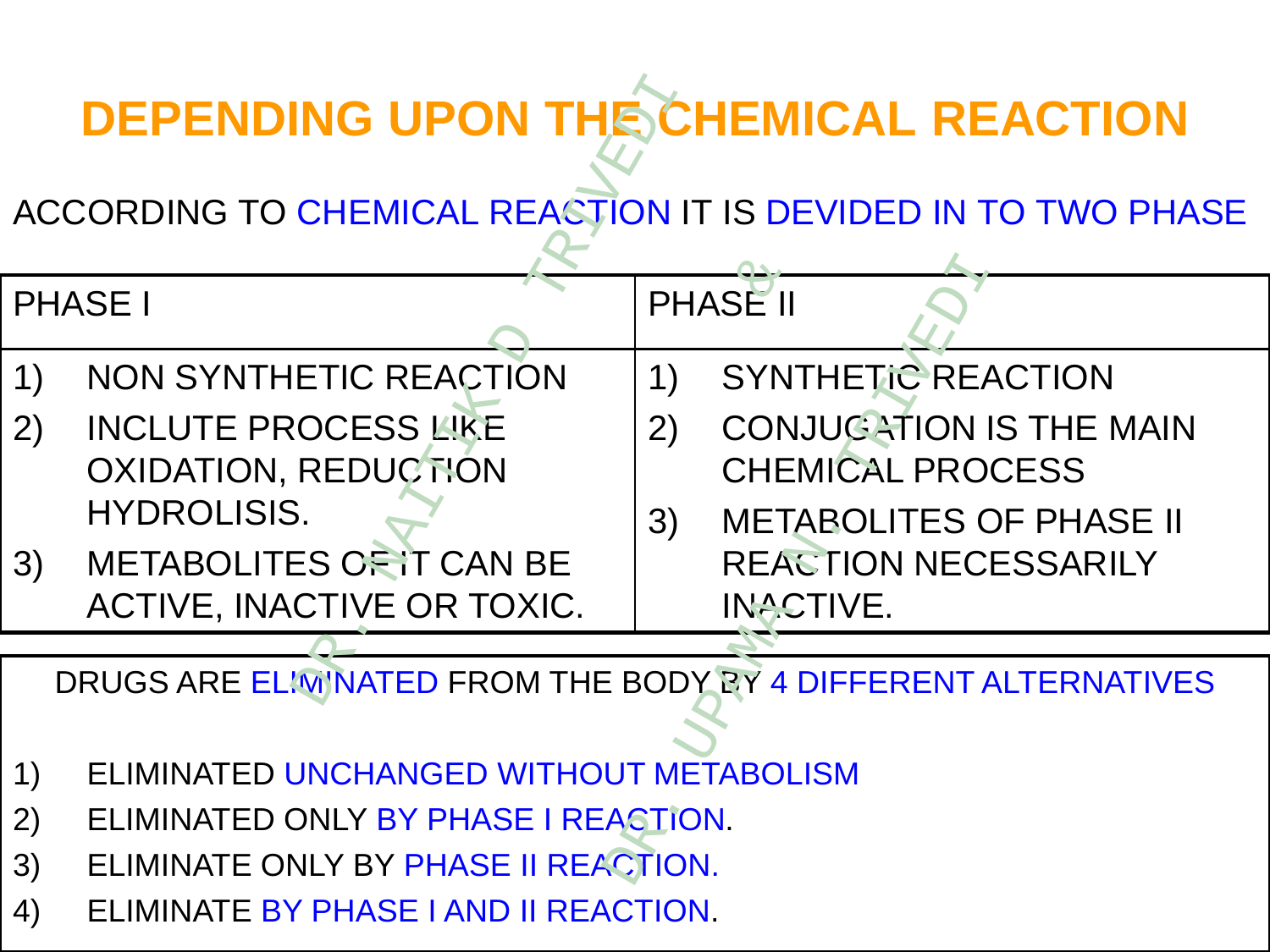# DEPENDING UPON THE CHEMICAL REACTION

ACCORDING TO CHEMICAL REACTION IT IS DEVIDED IN TO TWO PHASE

| PHASE I | PHASE II |
|---|---|
| 1) NON SYNTHETIC REACTION<br>2) INCLUTE PROCESS LIKE OXIDATION, REDUCTION HYDROLISIS.<br>3) METABOLITES OF IT CAN BE ACTIVE, INACTIVE OR TOXIC. | 1) SYNTHETIC REACTION<br>2) CONJUGATION IS THE MAIN CHEMICAL PROCESS<br>3) METABOLITES OF PHASE II REACTION NECESSARILY INACTIVE. |

DRUGS ARE ELIMINATED FROM THE BODY BY 4 DIFFERENT ALTERNATIVES

1) ELIMINATED UNCHANGED WITHOUT METABOLISM
2) ELIMINATED ONLY BY PHASE I REACTION.
3) ELIMINATE ONLY BY PHASE II REACTION.
4) ELIMINATE BY PHASE I AND II REACTION.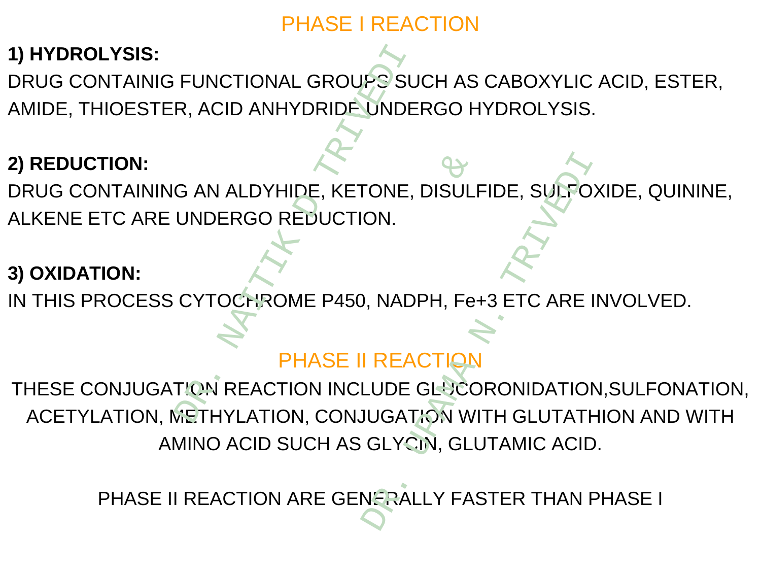## PHASE I REACTION

**1) HYDROLYSIS:**

DRUG CONTAINIG FUNCTIONAL GROUPS SUCH AS CABOXYLIC ACID, ESTER, AMIDE, THIOESTER, ACID ANHYDRIDE UNDERGO HYDROLYSIS.

**2) REDUCTION:**

DRUG CONTAINING AN ALDYHIDE, KETONE, DISULFIDE, SULFOXIDE, QUININE, ALKENE ETC ARE UNDERGO REDUCTION.

**3) OXIDATION:**

IN THIS PROCESS CYTOCHROME P450, NADPH, $Fe^{+3}$ ETC ARE INVOLVED.

## PHASE II REACTION

THESE CONJUGATION REACTION INCLUDE GLUCORONIDATION,SULFONATION, ACETYLATION, METHYLATION, CONJUGATION WITH GLUTATHION AND WITH AMINO ACID SUCH AS GLYCIN, GLUTAMIC ACID.

PHASE II REACTION ARE GENERALLY FASTER THAN PHASE I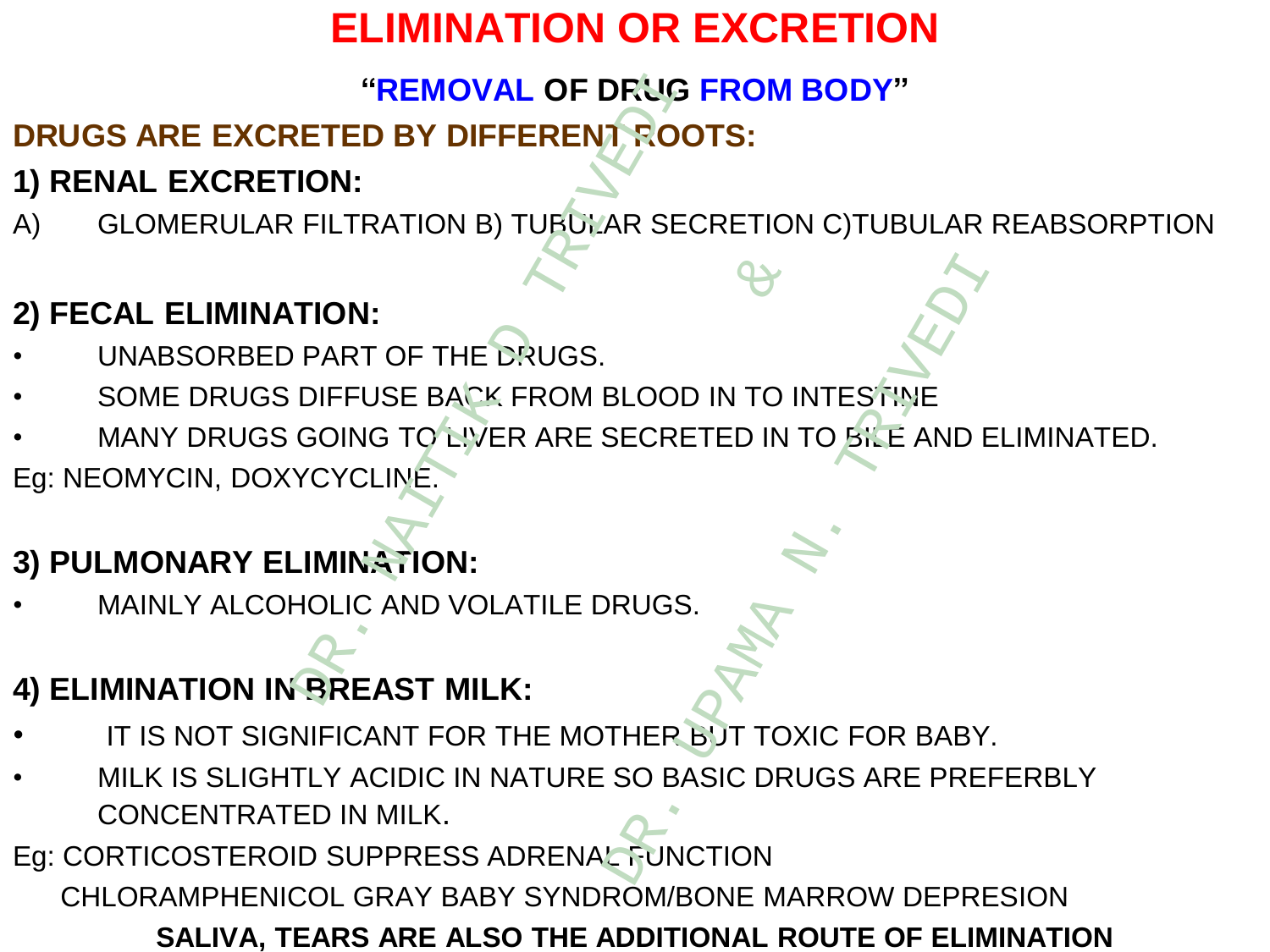# ELIMINATION OR EXCRETION

**"REMOVAL OF DRUG FROM BODY"**

**DRUGS ARE EXCRETED BY DIFFERENT ROOTS:**

### 1) RENAL EXCRETION:

A) GLOMERULAR FILTRATION B) TUBULAR SECRETION C)TUBULAR REABSORPTION

### 2) FECAL ELIMINATION:

- UNABSORBED PART OF THE DRUGS.
- SOME DRUGS DIFFUSE BACK FROM BLOOD IN TO INTESTINE
- MANY DRUGS GOING TO LIVER ARE SECRETED IN TO BILE AND ELIMINATED.

Eg: NEOMYCIN, DOXYCYCLINE.

### 3) PULMONARY ELIMINATION:

- MAINLY ALCOHOLIC AND VOLATILE DRUGS.

### 4) ELIMINATION IN BREAST MILK:

- IT IS NOT SIGNIFICANT FOR THE MOTHER BUT TOXIC FOR BABY.
- MILK IS SLIGHTLY ACIDIC IN NATURE SO BASIC DRUGS ARE PREFERBLY CONCENTRATED IN MILK.

Eg: CORTICOSTEROID SUPPRESS ADRENAL FUNCTION

CHLORAMPHENICOL GRAY BABY SYNDROM/BONE MARROW DEPRESION

**SALIVA, TEARS ARE ALSO THE ADDITIONAL ROUTE OF ELIMINATION**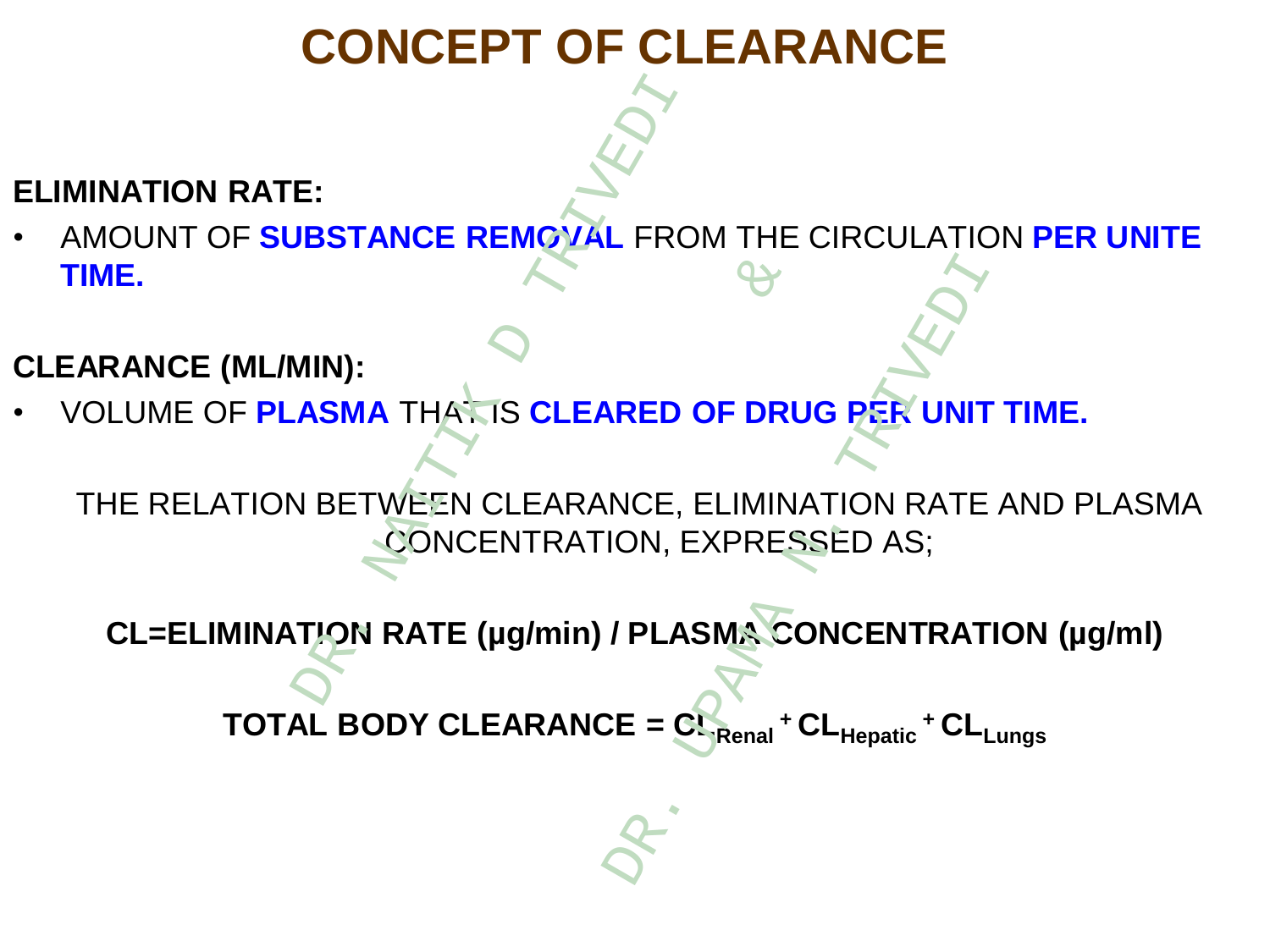# CONCEPT OF CLEARANCE

**ELIMINATION RATE:**

- AMOUNT OF **SUBSTANCE REMOVAL** FROM THE CIRCULATION **PER UNITE TIME.**

**CLEARANCE (ML/MIN):**

- VOLUME OF **PLASMA** THAT IS **CLEARED OF DRUG PER UNIT TIME.**

THE RELATION BETWEEN CLEARANCE, ELIMINATION RATE AND PLASMA CONCENTRATION, EXPRESSED AS;

**CL=ELIMINATION RATE (µg/min) / PLASMA CONCENTRATION (µg/ml)**

$$\textbf{TOTAL BODY CLEARANCE} = CL_{Renal} + CL_{Hepatic} + CL_{Lungs}$$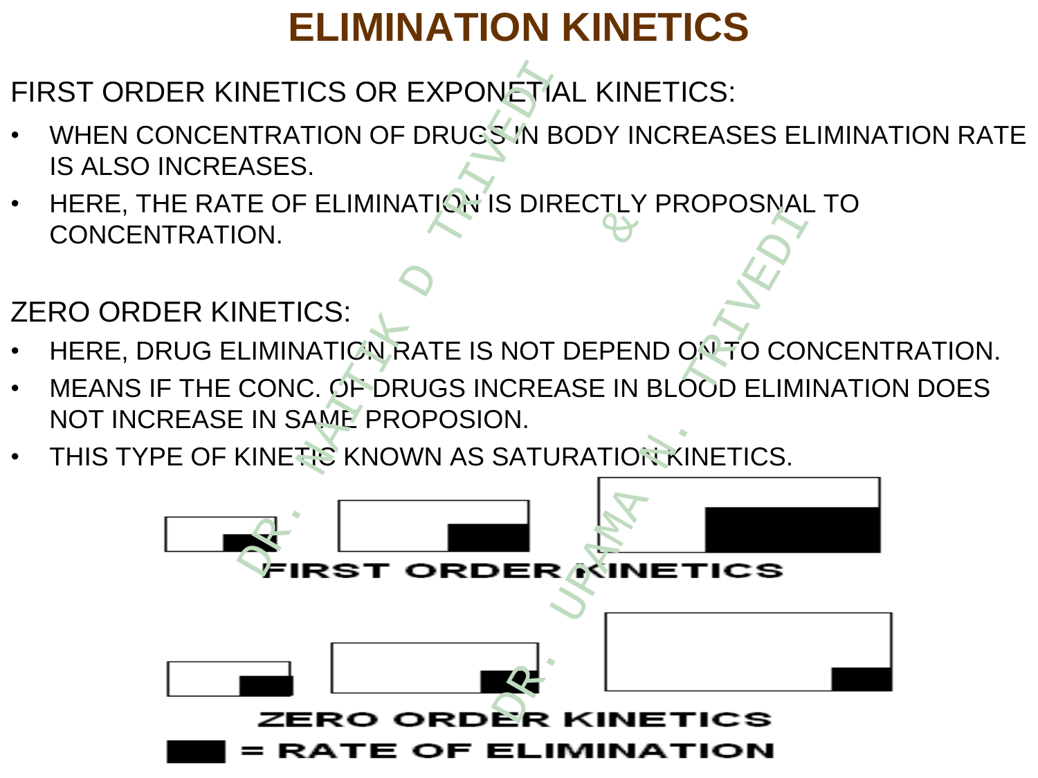# ELIMINATION KINETICS

FIRST ORDER KINETICS OR EXPONETIAL KINETICS:

- WHEN CONCENTRATION OF DRUGS IN BODY INCREASES ELIMINATION RATE IS ALSO INCREASES.
- HERE, THE RATE OF ELIMINATION IS DIRECTLY PROPOSNAL TO CONCENTRATION.

ZERO ORDER KINETICS:

- HERE, DRUG ELIMINATION RATE IS NOT DEPEND ON TO CONCENTRATION.
- MEANS IF THE CONC. OF DRUGS INCREASE IN BLOOD ELIMINATION DOES NOT INCREASE IN SAME PROPOSION.
- THIS TYPE OF KINETIC KNOWN AS SATURATION KINETICS.

FIRST ORDER KINETICS

ZERO ORDER KINETICS

■ = RATE OF ELIMINATION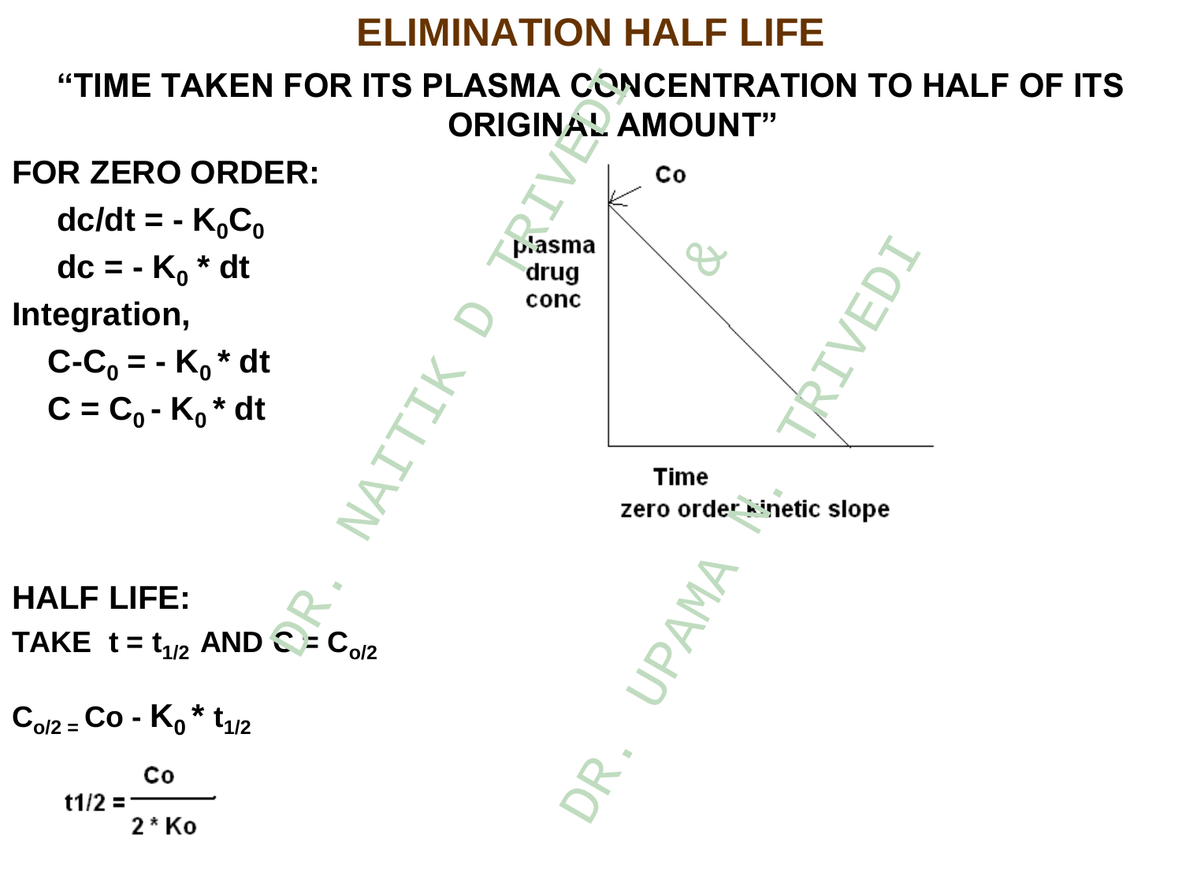# ELIMINATION HALF LIFE

**"TIME TAKEN FOR ITS PLASMA CONCENTRATION TO HALF OF ITS ORIGINAL AMOUNT"**

**FOR ZERO ORDER:**

$$dc/dt = - K_0 C_0$$

$$dc = - K_0 * dt$$

**Integration,**

$$C - C_0 = - K_0 * dt$$

$$C = C_0 - K_0 * dt$$

Co

plasma drug conc

Time

zero order kinetic slope

**HALF LIFE:**

**TAKE** $t = t_{1/2}$ **AND** $C = C_{o/2}$

$$C_{o/2} = Co - K_0 * t_{1/2}$$

$$t1/2 = \frac{Co}{2 * Ko}$$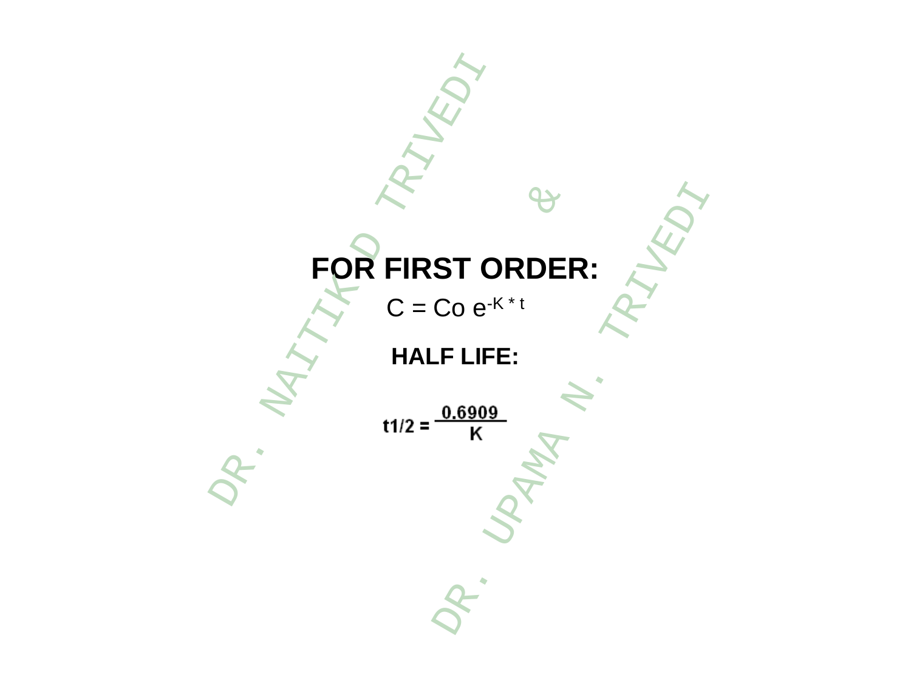**FOR FIRST ORDER:**

$$C = Co\ e^{-K * t}$$

**HALF LIFE:**

$$t1/2 = \frac{0.6909}{K}$$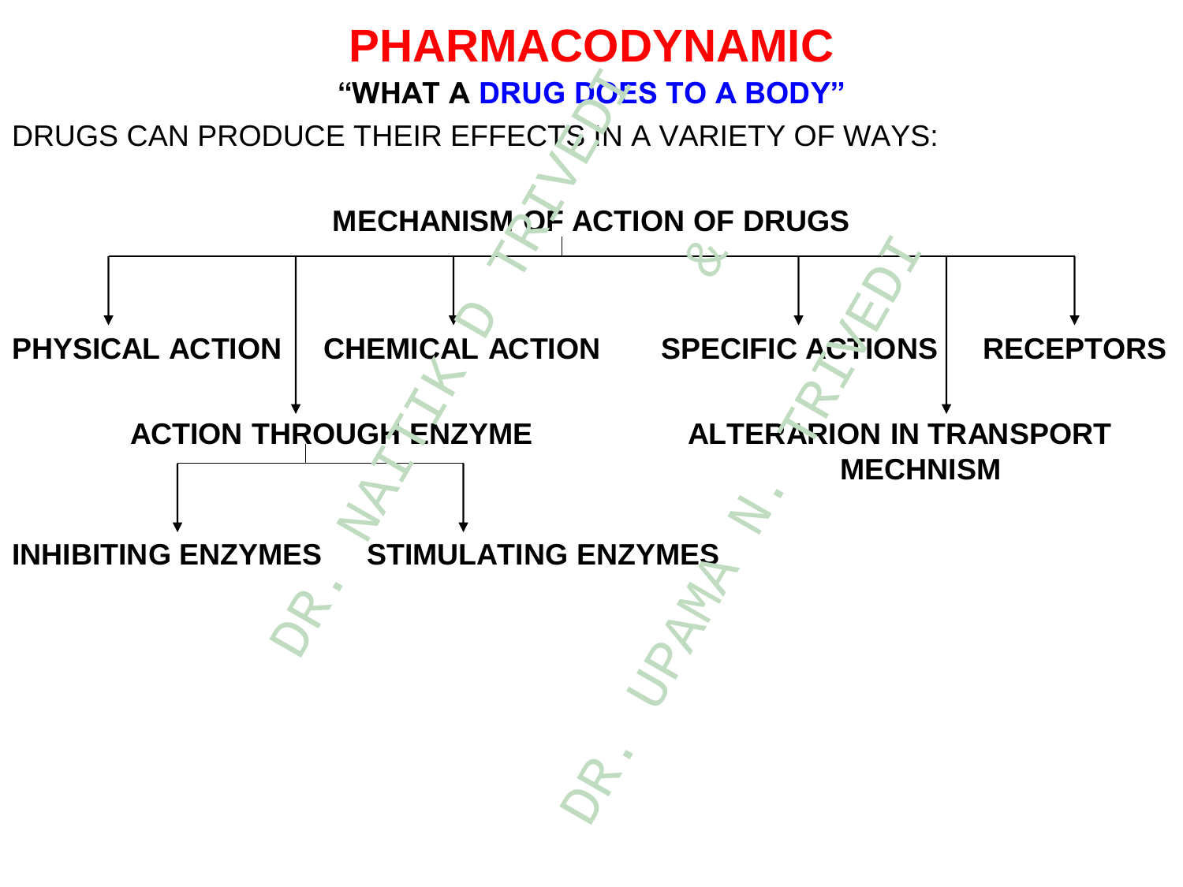# PHARMACODYNAMIC

**"WHAT A DRUG DOES TO A BODY"**

DRUGS CAN PRODUCE THEIR EFFECTS IN A VARIETY OF WAYS:

**MECHANISM OF ACTION OF DRUGS**

- **PHYSICAL ACTION**
- **ACTION THROUGH ENZYME**
  - **INHIBITING ENZYMES**
  - **STIMULATING ENZYMES**
- **CHEMICAL ACTION**
- **SPECIFIC ACTIONS**
- **ALTERARION IN TRANSPORT MECHNISM**
- **RECEPTORS**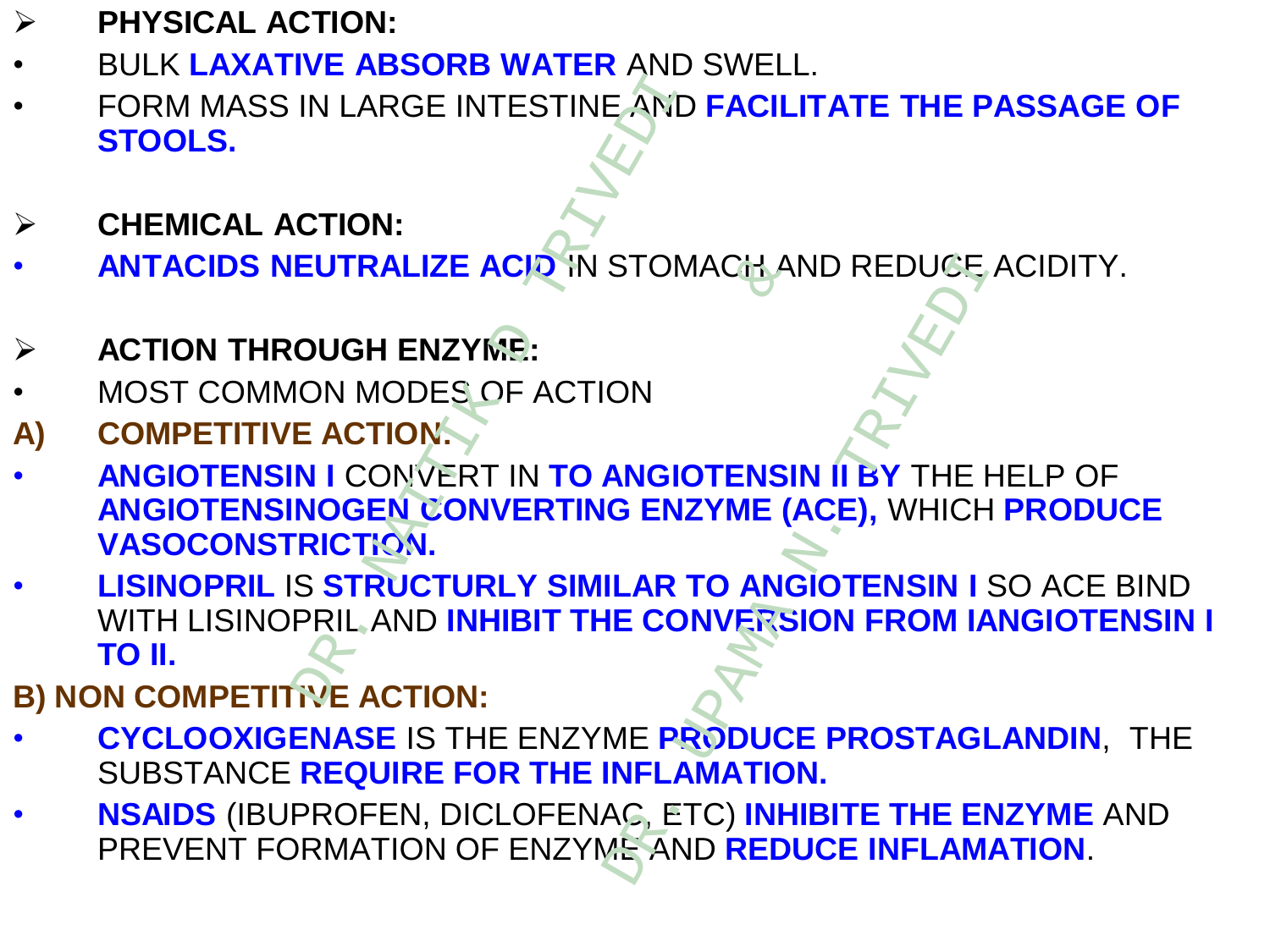- **PHYSICAL ACTION:**
  - BULK **LAXATIVE ABSORB WATER** AND SWELL.
  - FORM MASS IN LARGE INTESTINE AND **FACILITATE THE PASSAGE OF STOOLS.**

- **CHEMICAL ACTION:**
  - **ANTACIDS NEUTRALIZE ACID** IN STOMACH AND REDUCE ACIDITY.

- **ACTION THROUGH ENZYME:**
  - MOST COMMON MODES OF ACTION

**A) COMPETITIVE ACTION:**

- **ANGIOTENSIN I** CONVERT IN **TO ANGIOTENSIN II BY** THE HELP OF **ANGIOTENSINOGEN CONVERTING ENZYME (ACE),** WHICH **PRODUCE VASOCONSTRICTION.**
- **LISINOPRIL** IS **STRUCTURLY SIMILAR TO ANGIOTENSIN I** SO ACE BIND WITH LISINOPRIL AND **INHIBIT THE CONVERSION FROM IANGIOTENSIN I TO II.**

**B) NON COMPETITIVE ACTION:**

- **CYCLOOXIGENASE** IS THE ENZYME **PRODUCE PROSTAGLANDIN**, THE SUBSTANCE **REQUIRE FOR THE INFLAMATION.**
- **NSAIDS** (IBUPROFEN, DICLOFENAC, ETC) **INHIBITE THE ENZYME** AND PREVENT FORMATION OF ENZYME AND **REDUCE INFLAMATION**.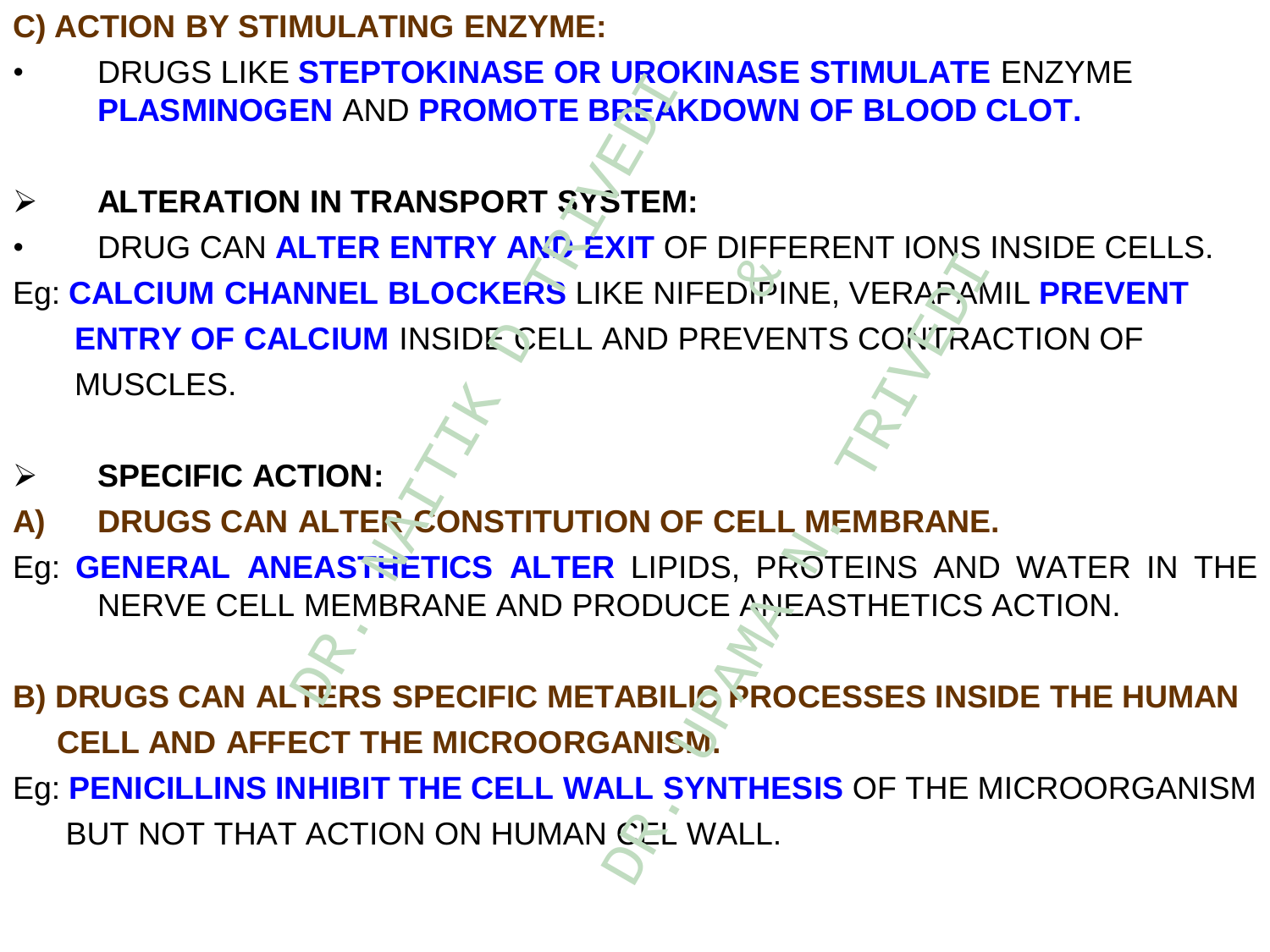**C) ACTION BY STIMULATING ENZYME:**

- DRUGS LIKE **STEPTOKINASE OR UROKINASE STIMULATE** ENZYME **PLASMINOGEN** AND **PROMOTE BREAKDOWN OF BLOOD CLOT.**

- **ALTERATION IN TRANSPORT SYSTEM:**
  - DRUG CAN **ALTER ENTRY AND EXIT** OF DIFFERENT IONS INSIDE CELLS.

Eg: **CALCIUM CHANNEL BLOCKERS** LIKE NIFEDIPINE, VERAPAMIL **PREVENT ENTRY OF CALCIUM** INSIDE CELL AND PREVENTS CONTRACTION OF MUSCLES.

- **SPECIFIC ACTION:**

**A) DRUGS CAN ALTER CONSTITUTION OF CELL MEMBRANE.**

Eg: **GENERAL ANEASTHETICS ALTER** LIPIDS, PROTEINS AND WATER IN THE NERVE CELL MEMBRANE AND PRODUCE ANEASTHETICS ACTION.

**B) DRUGS CAN ALTERS SPECIFIC METABILIC PROCESSES INSIDE THE HUMAN CELL AND AFFECT THE MICROORGANISM.**

Eg: **PENICILLINS INHIBIT THE CELL WALL SYNTHESIS** OF THE MICROORGANISM BUT NOT THAT ACTION ON HUMAN CEL WALL.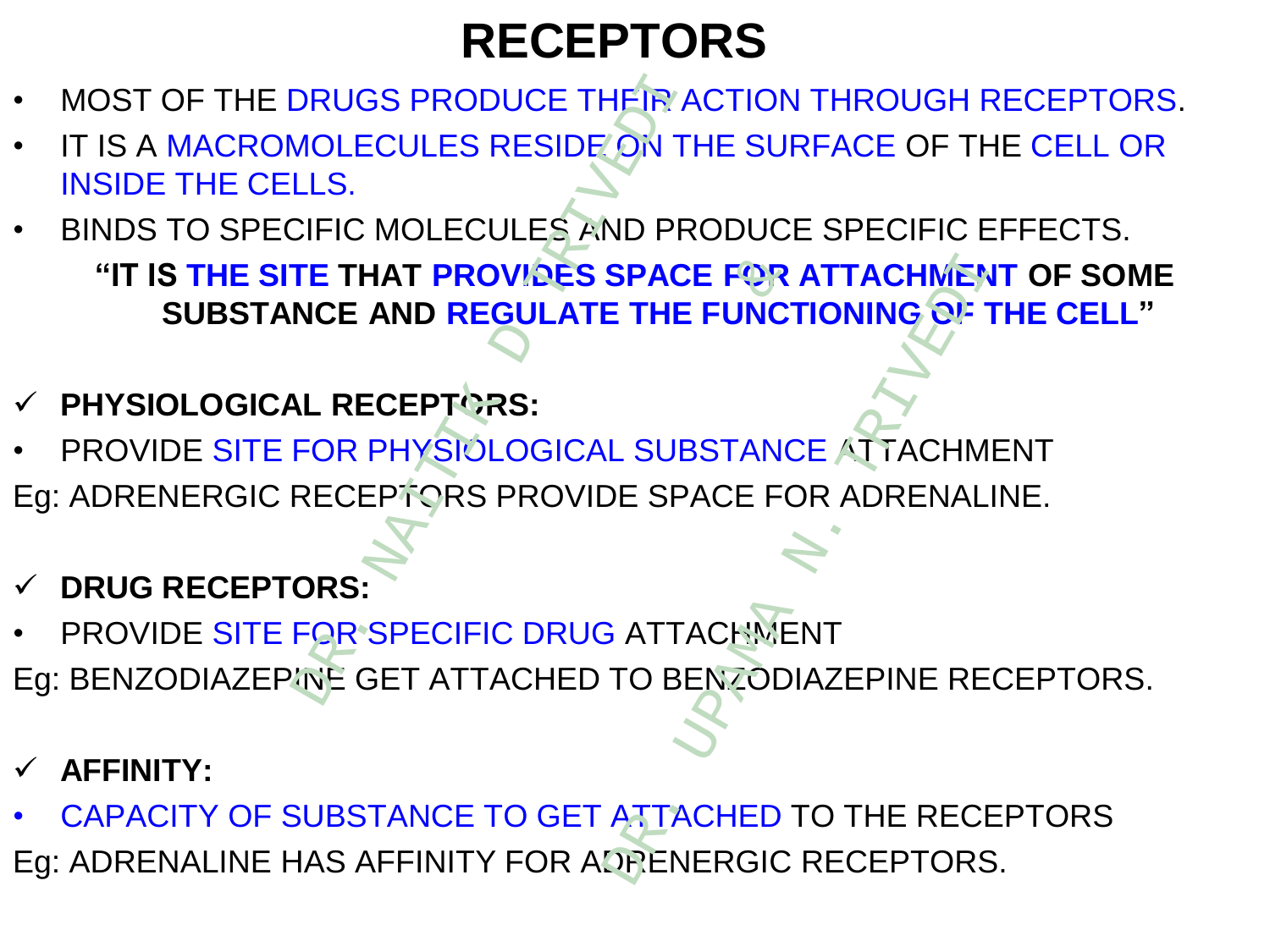# RECEPTORS

- MOST OF THE DRUGS PRODUCE THEIR ACTION THROUGH RECEPTORS.
- IT IS A MACROMOLECULES RESIDE ON THE SURFACE OF THE CELL OR INSIDE THE CELLS.
- BINDS TO SPECIFIC MOLECULES AND PRODUCE SPECIFIC EFFECTS.

**"IT IS THE SITE THAT PROVIDES SPACE FOR ATTACHMENT OF SOME SUBSTANCE AND REGULATE THE FUNCTIONING OF THE CELL"**

✓ **PHYSIOLOGICAL RECEPTORS:**

- PROVIDE SITE FOR PHYSIOLOGICAL SUBSTANCE ATTACHMENT

Eg: ADRENERGIC RECEPTORS PROVIDE SPACE FOR ADRENALINE.

✓ **DRUG RECEPTORS:**

- PROVIDE SITE FOR SPECIFIC DRUG ATTACHMENT

Eg: BENZODIAZEPINE GET ATTACHED TO BENZODIAZEPINE RECEPTORS.

✓ **AFFINITY:**

- CAPACITY OF SUBSTANCE TO GET ATTACHED TO THE RECEPTORS

Eg: ADRENALINE HAS AFFINITY FOR ADRENERGIC RECEPTORS.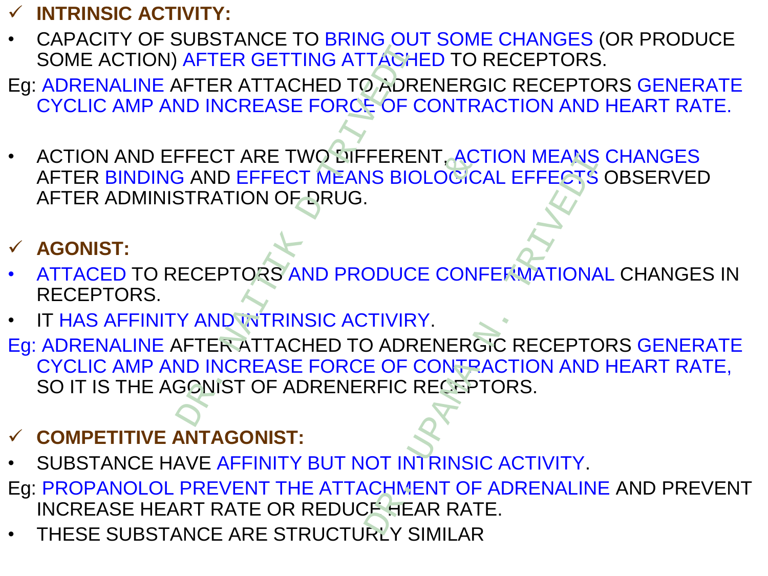## ✓ INTRINSIC ACTIVITY:

- CAPACITY OF SUBSTANCE TO BRING OUT SOME CHANGES (OR PRODUCE SOME ACTION) AFTER GETTING ATTACHED TO RECEPTORS.

Eg: ADRENALINE AFTER ATTACHED TO ADRENERGIC RECEPTORS GENERATE CYCLIC AMP AND INCREASE FORCE OF CONTRACTION AND HEART RATE.

- ACTION AND EFFECT ARE TWO DIFFERENT, ACTION MEANS CHANGES AFTER BINDING AND EFFECT MEANS BIOLOGICAL EFFECTS OBSERVED AFTER ADMINISTRATION OF DRUG.

## ✓ AGONIST:

- ATTACED TO RECEPTORS AND PRODUCE CONFERMATIONAL CHANGES IN RECEPTORS.
- IT HAS AFFINITY AND INTRINSIC ACTIVIRY.

Eg: ADRENALINE AFTER ATTACHED TO ADRENERGIC RECEPTORS GENERATE CYCLIC AMP AND INCREASE FORCE OF CONTRACTION AND HEART RATE, SO IT IS THE AGONIST OF ADRENERFIC RECEPTORS.

## ✓ COMPETITIVE ANTAGONIST:

- SUBSTANCE HAVE AFFINITY BUT NOT INTRINSIC ACTIVITY.

Eg: PROPANOLOL PREVENT THE ATTACHMENT OF ADRENALINE AND PREVENT INCREASE HEART RATE OR REDUCE HEAR RATE.

- THESE SUBSTANCE ARE STRUCTURLY SIMILAR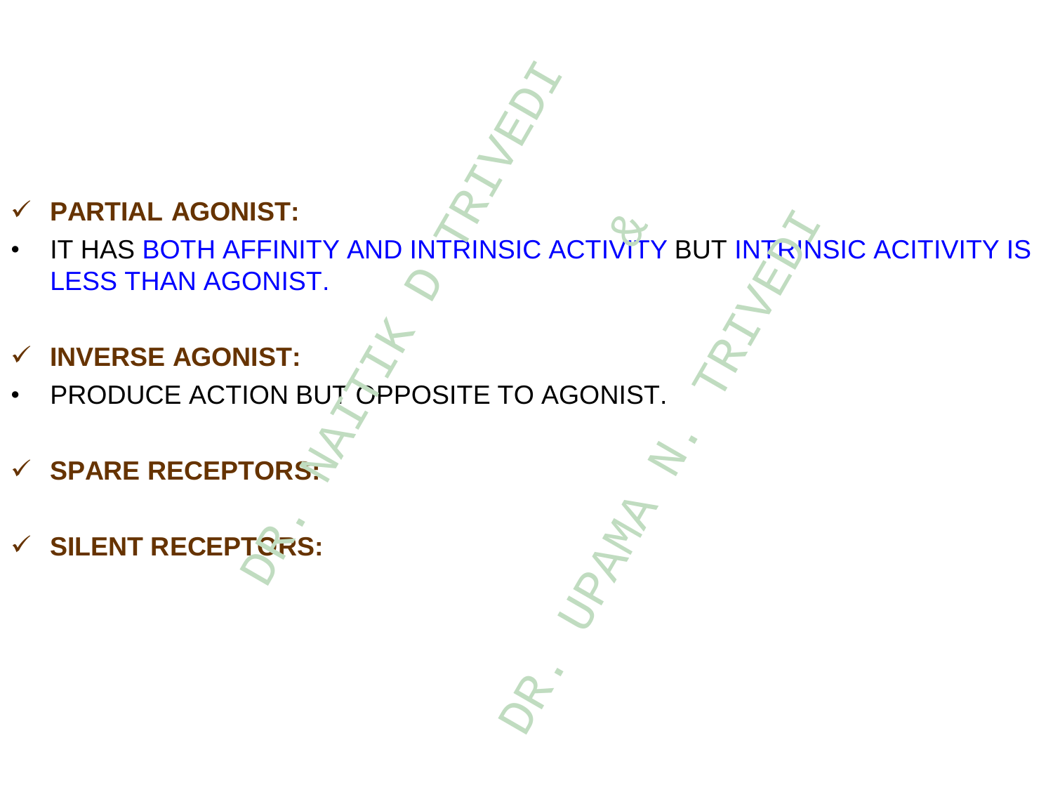- ✓ **PARTIAL AGONIST:**
- IT HAS BOTH AFFINITY AND INTRINSIC ACTIVITY BUT INTRINSIC ACITIVITY IS LESS THAN AGONIST.

- ✓ **INVERSE AGONIST:**
- PRODUCE ACTION BUT OPPOSITE TO AGONIST.

- ✓ **SPARE RECEPTORS:**

- ✓ **SILENT RECEPTORS:**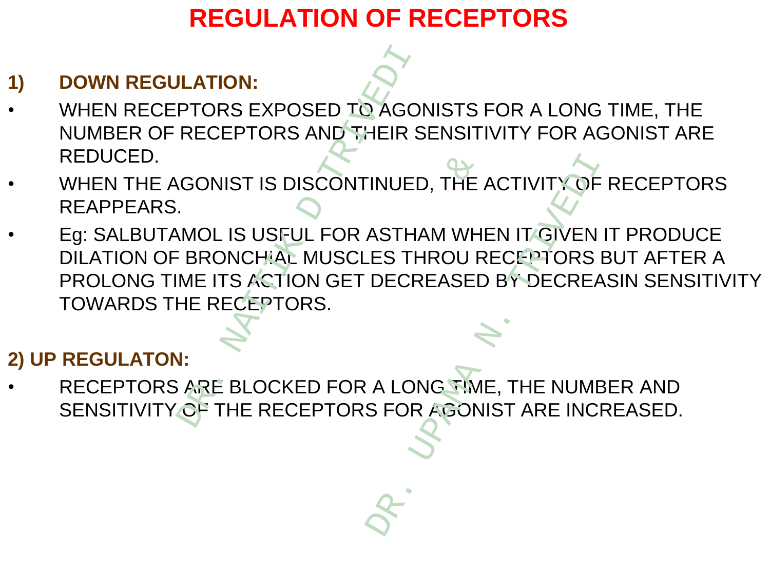# REGULATION OF RECEPTORS

## 1) DOWN REGULATION:

- WHEN RECEPTORS EXPOSED TO AGONISTS FOR A LONG TIME, THE NUMBER OF RECEPTORS AND THEIR SENSITIVITY FOR AGONIST ARE REDUCED.
- WHEN THE AGONIST IS DISCONTINUED, THE ACTIVITY OF RECEPTORS REAPPEARS.
- Eg: SALBUTAMOL IS USEFUL FOR ASTHAM WHEN IT GIVEN IT PRODUCE DILATION OF BRONCHIAL MUSCLES THROU RECEPTORS BUT AFTER A PROLONG TIME ITS ACTION GET DECREASED BY DECREASIN SENSITIVITY TOWARDS THE RECEPTORS.

## 2) UP REGULATON:

- RECEPTORS ARE BLOCKED FOR A LONG TIME, THE NUMBER AND SENSITIVITY OF THE RECEPTORS FOR AGONIST ARE INCREASED.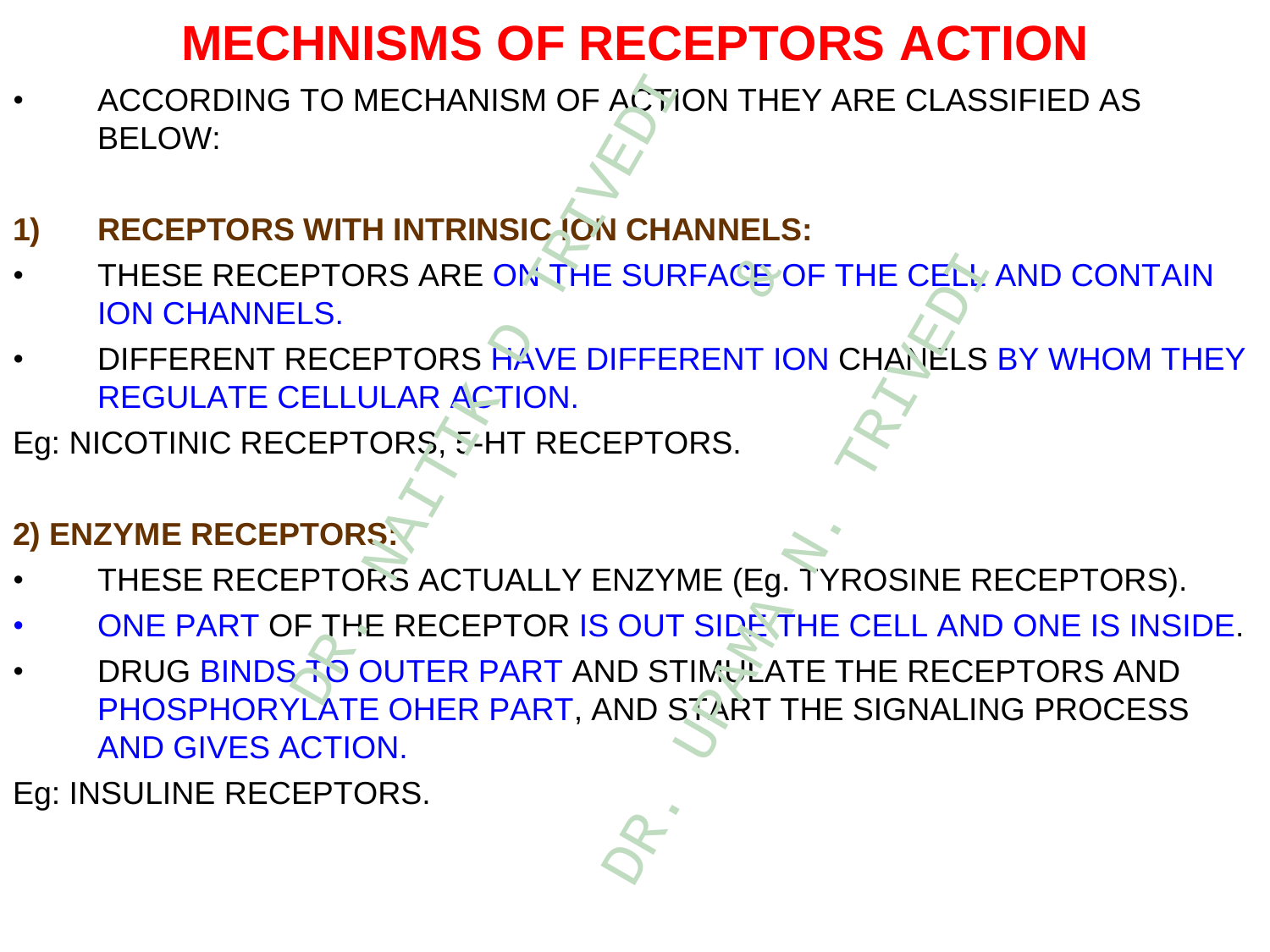# MECHNISMS OF RECEPTORS ACTION

- ACCORDING TO MECHANISM OF ACTION THEY ARE CLASSIFIED AS BELOW:

**1) RECEPTORS WITH INTRINSIC ION CHANNELS:**

- THESE RECEPTORS ARE ON THE SURFACE OF THE CELL AND CONTAIN ION CHANNELS.
- DIFFERENT RECEPTORS HAVE DIFFERENT ION CHANELS BY WHOM THEY REGULATE CELLULAR ACTION.

Eg: NICOTINIC RECEPTORS, 5-HT RECEPTORS.

**2) ENZYME RECEPTORS:**

- THESE RECEPTORS ACTUALLY ENZYME (Eg. TYROSINE RECEPTORS).
- ONE PART OF THE RECEPTOR IS OUT SIDE THE CELL AND ONE IS INSIDE.
- DRUG BINDS TO OUTER PART AND STIMULATE THE RECEPTORS AND PHOSPHORYLATE OHER PART, AND START THE SIGNALING PROCESS AND GIVES ACTION.

Eg: INSULINE RECEPTORS.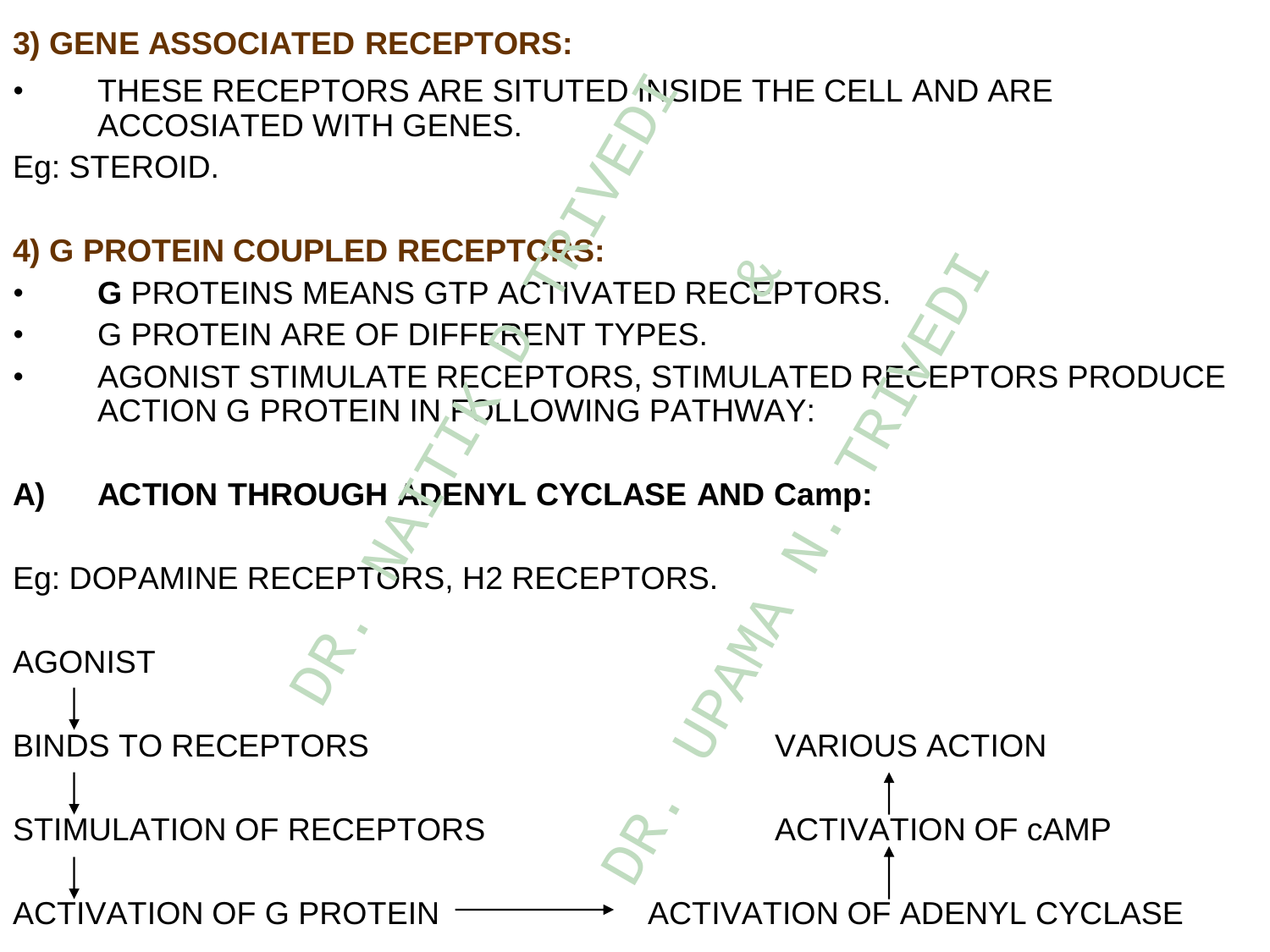### 3) GENE ASSOCIATED RECEPTORS:

- THESE RECEPTORS ARE SITUTED INSIDE THE CELL AND ARE ACCOSIATED WITH GENES.

Eg: STEROID.

### 4) G PROTEIN COUPLED RECEPTORS:

- **G** PROTEINS MEANS GTP ACTIVATED RECEPTORS.
- G PROTEIN ARE OF DIFFERENT TYPES.
- AGONIST STIMULATE RECEPTORS, STIMULATED RECEPTORS PRODUCE ACTION G PROTEIN IN FOLLOWING PATHWAY:

**A) ACTION THROUGH ADENYL CYCLASE AND Camp:**

Eg: DOPAMINE RECEPTORS, H2 RECEPTORS.

AGONIST
↓
BINDS TO RECEPTORS
↓
STIMULATION OF RECEPTORS
↓
ACTIVATION OF G PROTEIN → ACTIVATION OF ADENYL CYCLASE
↑
ACTIVATION OF cAMP
↑
VARIOUS ACTION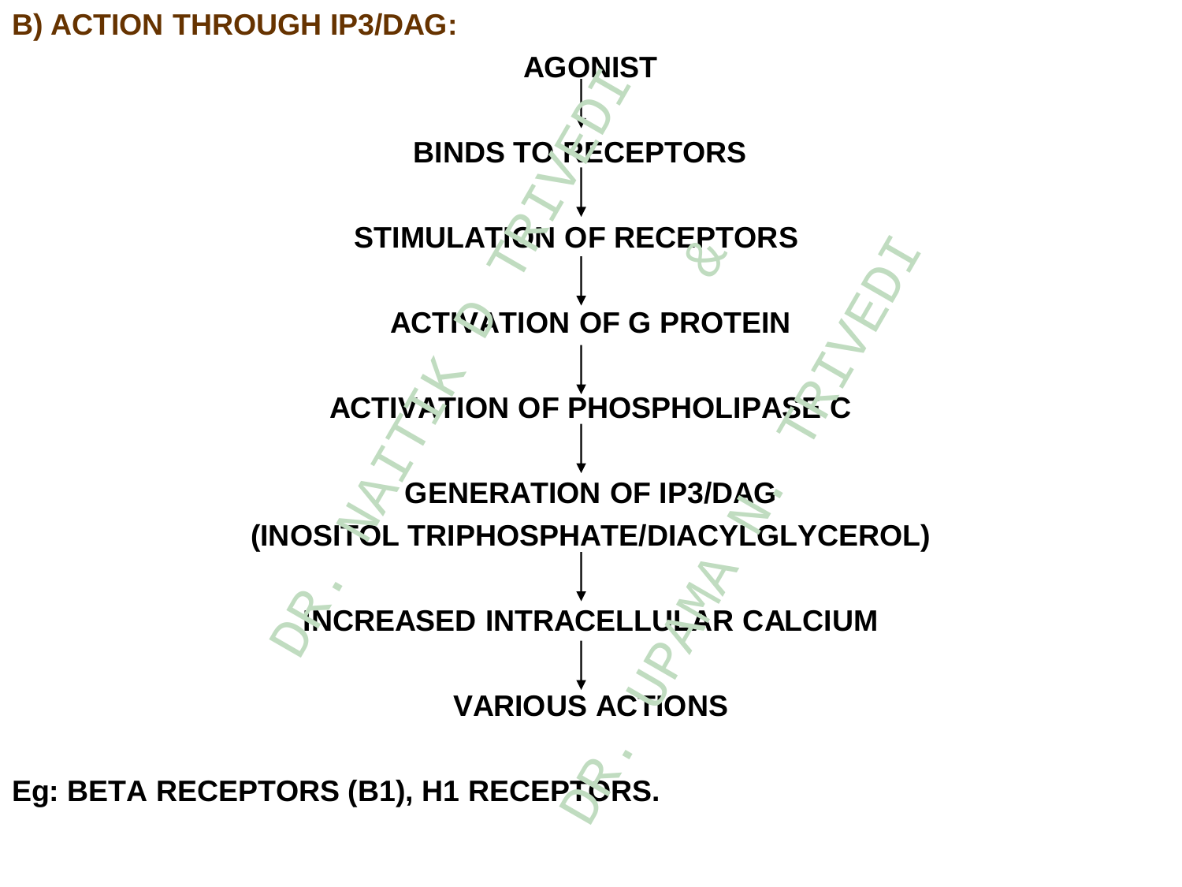## B) ACTION THROUGH IP3/DAG:

AGONIST

↓

BINDS TO RECEPTORS

↓

STIMULATION OF RECEPTORS

↓

ACTIVATION OF G PROTEIN

↓

ACTIVATION OF PHOSPHOLIPASE C

↓

GENERATION OF IP3/DAG
(INOSITOL TRIPHOSPHATE/DIACYLGLYCEROL)

↓

INCREASED INTRACELLULAR CALCIUM

↓

VARIOUS ACTIONS

**Eg: BETA RECEPTORS (B1), H1 RECEPTORS.**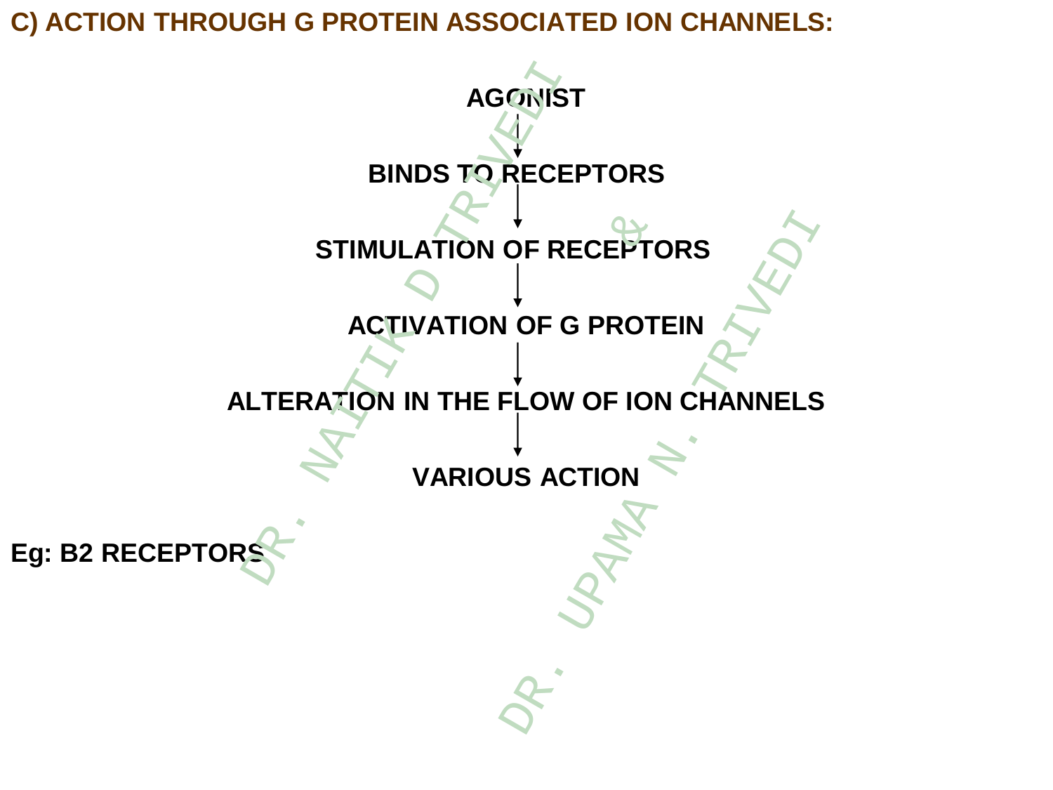## C) ACTION THROUGH G PROTEIN ASSOCIATED ION CHANNELS:

AGONIST

↓

BINDS TO RECEPTORS

↓

STIMULATION OF RECEPTORS

↓

ACTIVATION OF G PROTEIN

↓

ALTERATION IN THE FLOW OF ION CHANNELS

↓

VARIOUS ACTION

**Eg: B2 RECEPTORS**